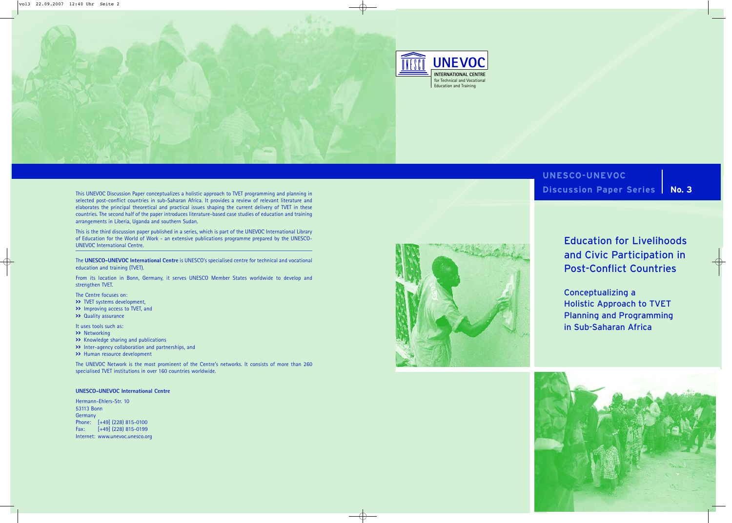UNEVOC

INTERNATIONAL CENTRE for Technical and Vocational Education and Training

**UNESCO-UNEVOC Discussion Paper Series | No. 3**

# Education for Livelihoods and Civic Participation in Post-Conflict Countries

## Conceptualizing a Holistic Approach to TVET Planning and Programming in Sub-Saharan Africa

This UNEVOC Discussion Paper conceptualizes a holistic approach to TVET programming and planning in selected post-conflict countries in sub-Saharan Africa. It provides a review of relevant literature and elaborates the principal theoretical and practical issues shaping the current delivery of TVET in these countries. The second half of the paper introduces literature-based case studies of education and training arrangements in Liberia, Uganda and southern Sudan.

This is the third discussion paper published in a series, which is part of the UNEVOC International Library of Education for the World of Work - an extensive publications programme prepared by the UNESCO-UNEVOC International Centre.

The **UNESCO-UNEVOC International Centre** is UNESCO's specialised centre for technical and vocational education and training (TVET).

From its location in Bonn, Germany, it serves UNESCO Member States worldwide to develop and strengthen TVET.

The Centre focuses on:

- TVET systems development,
- Improving access to TVET, and
- Quality assurance

It uses tools such as:

- Networking
- Knowledge sharing and publications
- Inter-agency collaboration and partnerships, and
- Human resource development

The UNEVOC Network is the most prominent of the Centre's networks. It consists of more than 260 specialised TVET institutions in over 160 countries worldwide.

**UNESCO-UNEVOC International Centre**

Hermann-Ehlers-Str. 10
53113 Bonn
Germany
Phone: [+49] (228) 815-0100
Fax: [+49] (228) 815-0199
Internet: www.unevoc.unesco.org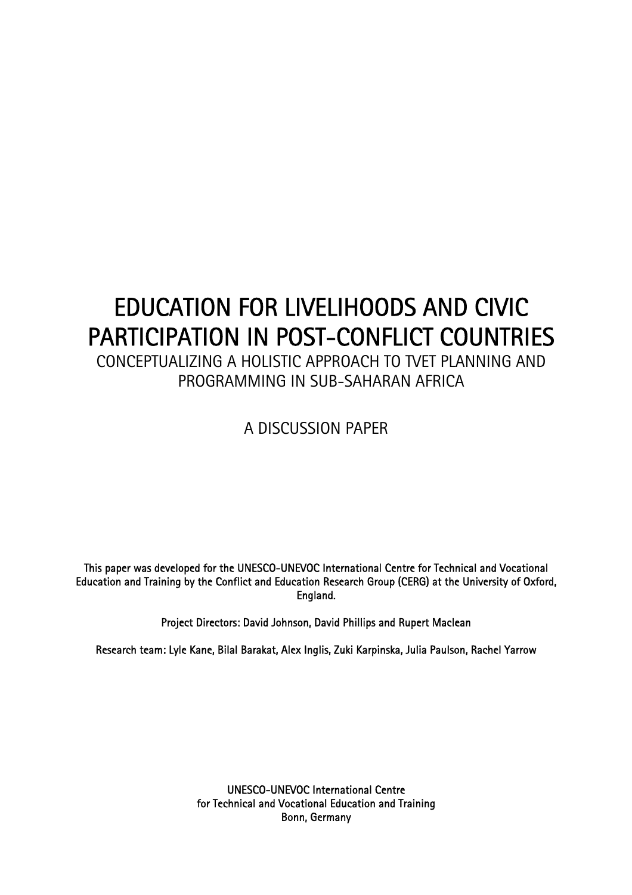# EDUCATION FOR LIVELIHOODS AND CIVIC PARTICIPATION IN POST-CONFLICT COUNTRIES

CONCEPTUALIZING A HOLISTIC APPROACH TO TVET PLANNING AND PROGRAMMING IN SUB-SAHARAN AFRICA

A DISCUSSION PAPER

This paper was developed for the UNESCO-UNEVOC International Centre for Technical and Vocational Education and Training by the Conflict and Education Research Group (CERG) at the University of Oxford, England.

Project Directors: David Johnson, David Phillips and Rupert Maclean

Research team: Lyle Kane, Bilal Barakat, Alex Inglis, Zuki Karpinska, Julia Paulson, Rachel Yarrow

UNESCO-UNEVOC International Centre
for Technical and Vocational Education and Training
Bonn, Germany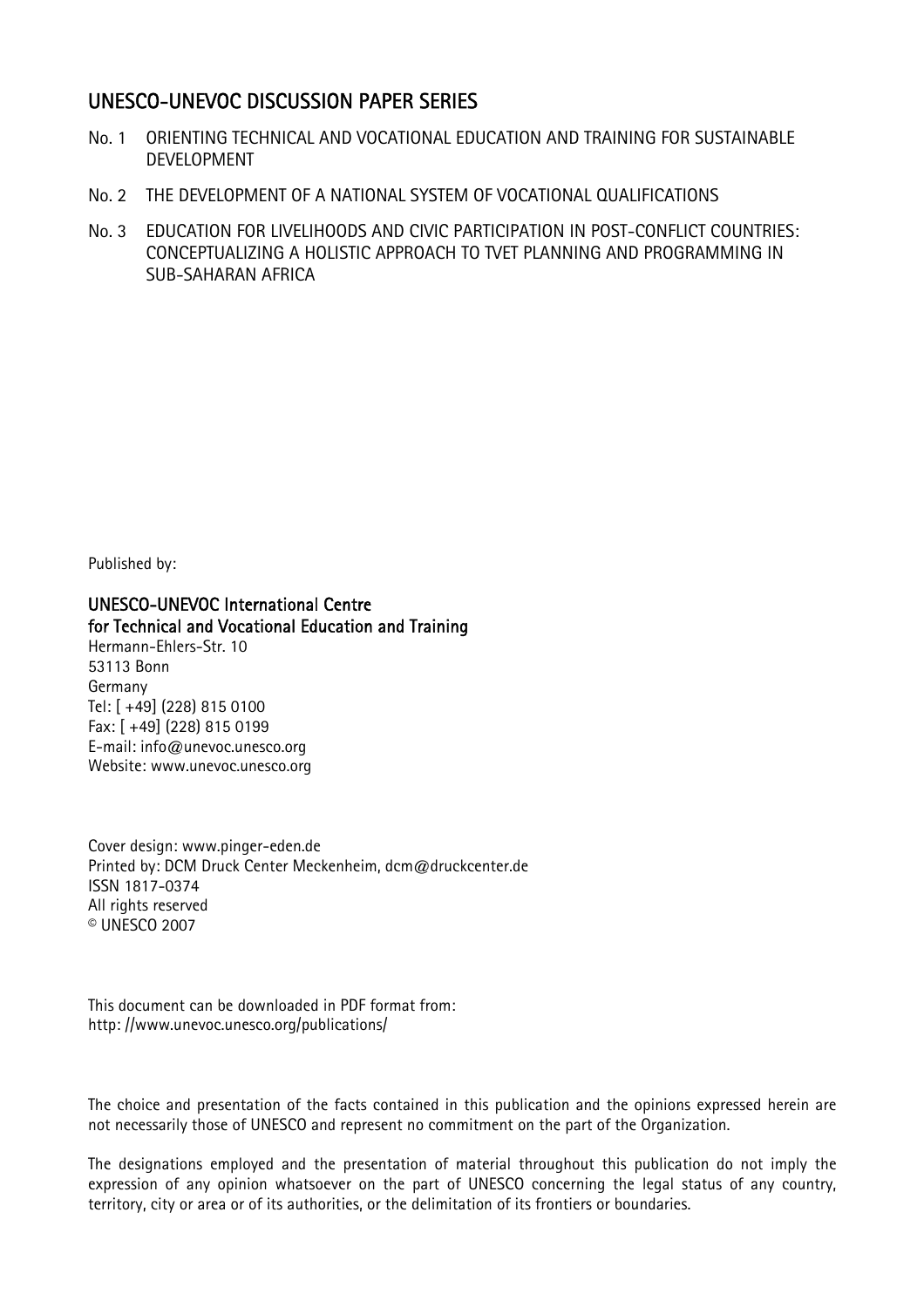## UNESCO-UNEVOC DISCUSSION PAPER SERIES

No. 1 ORIENTING TECHNICAL AND VOCATIONAL EDUCATION AND TRAINING FOR SUSTAINABLE DEVELOPMENT

No. 2 THE DEVELOPMENT OF A NATIONAL SYSTEM OF VOCATIONAL QUALIFICATIONS

No. 3 EDUCATION FOR LIVELIHOODS AND CIVIC PARTICIPATION IN POST-CONFLICT COUNTRIES: CONCEPTUALIZING A HOLISTIC APPROACH TO TVET PLANNING AND PROGRAMMING IN SUB-SAHARAN AFRICA

Published by:

**UNESCO-UNEVOC International Centre**
**for Technical and Vocational Education and Training**
Hermann-Ehlers-Str. 10
53113 Bonn
Germany
Tel: [ +49] (228) 815 0100
Fax: [ +49] (228) 815 0199
E-mail: info@unevoc.unesco.org
Website: www.unevoc.unesco.org

Cover design: www.pinger-eden.de
Printed by: DCM Druck Center Meckenheim, dcm@druckcenter.de
ISSN 1817-0374
All rights reserved
© UNESCO 2007

This document can be downloaded in PDF format from:
http: //www.unevoc.unesco.org/publications/

The choice and presentation of the facts contained in this publication and the opinions expressed herein are not necessarily those of UNESCO and represent no commitment on the part of the Organization.

The designations employed and the presentation of material throughout this publication do not imply the expression of any opinion whatsoever on the part of UNESCO concerning the legal status of any country, territory, city or area or of its authorities, or the delimitation of its frontiers or boundaries.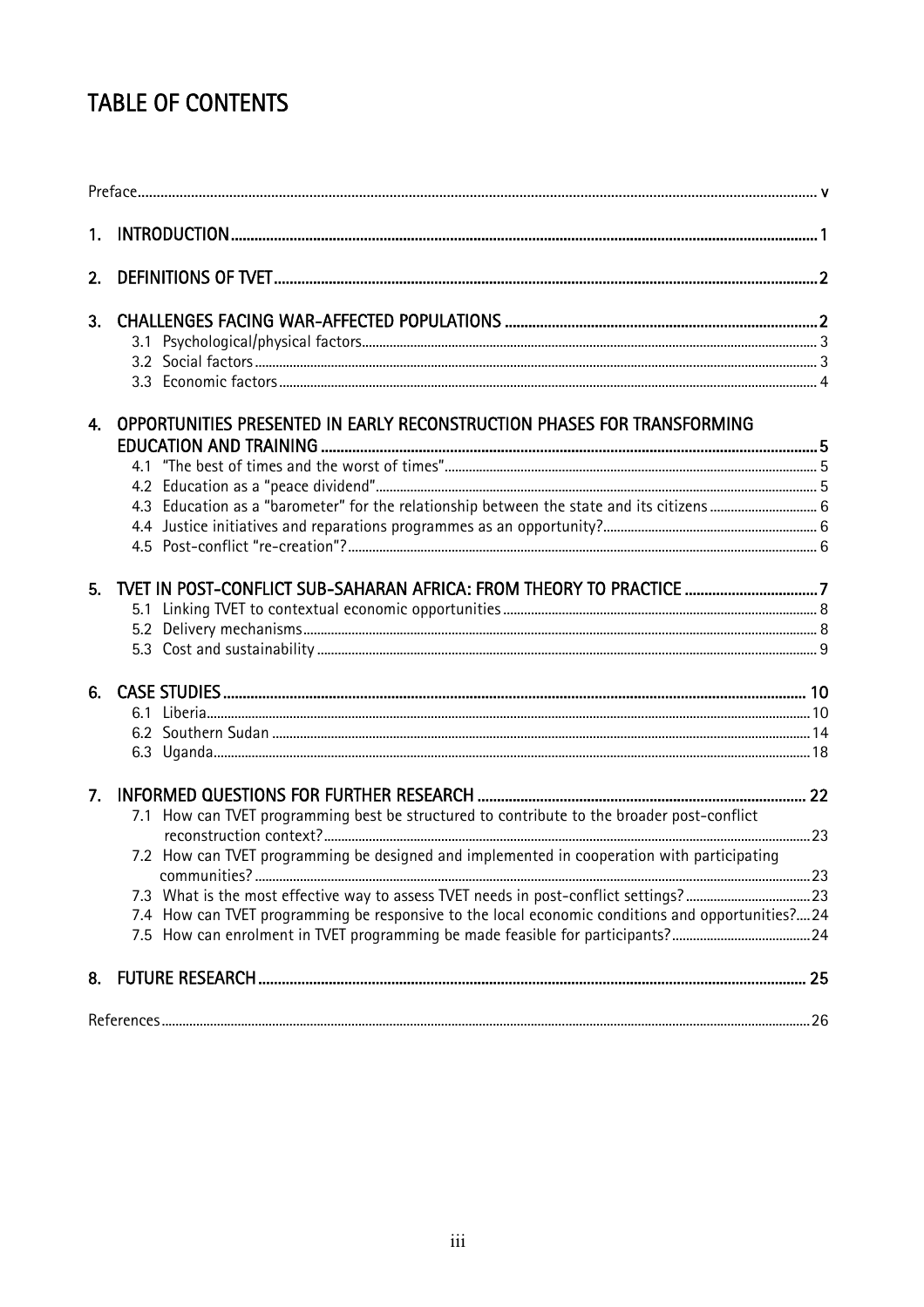# TABLE OF CONTENTS

Preface ..... v

1. INTRODUCTION ..... 1

2. DEFINITIONS OF TVET ..... 2

3. CHALLENGES FACING WAR-AFFECTED POPULATIONS ..... 2
   - 3.1 Psychological/physical factors ..... 3
   - 3.2 Social factors ..... 3
   - 3.3 Economic factors ..... 4

4. OPPORTUNITIES PRESENTED IN EARLY RECONSTRUCTION PHASES FOR TRANSFORMING EDUCATION AND TRAINING ..... 5
   - 4.1 "The best of times and the worst of times" ..... 5
   - 4.2 Education as a "peace dividend" ..... 5
   - 4.3 Education as a "barometer" for the relationship between the state and its citizens ..... 6
   - 4.4 Justice initiatives and reparations programmes as an opportunity? ..... 6
   - 4.5 Post-conflict "re-creation"? ..... 6

5. TVET IN POST-CONFLICT SUB-SAHARAN AFRICA: FROM THEORY TO PRACTICE ..... 7
   - 5.1 Linking TVET to contextual economic opportunities ..... 8
   - 5.2 Delivery mechanisms ..... 8
   - 5.3 Cost and sustainability ..... 9

6. CASE STUDIES ..... 10
   - 6.1 Liberia ..... 10
   - 6.2 Southern Sudan ..... 14
   - 6.3 Uganda ..... 18

7. INFORMED QUESTIONS FOR FURTHER RESEARCH ..... 22
   - 7.1 How can TVET programming best be structured to contribute to the broader post-conflict reconstruction context? ..... 23
   - 7.2 How can TVET programming be designed and implemented in cooperation with participating communities? ..... 23
   - 7.3 What is the most effective way to assess TVET needs in post-conflict settings? ..... 23
   - 7.4 How can TVET programming be responsive to the local economic conditions and opportunities? ..... 24
   - 7.5 How can enrolment in TVET programming be made feasible for participants? ..... 24

8. FUTURE RESEARCH ..... 25

References ..... 26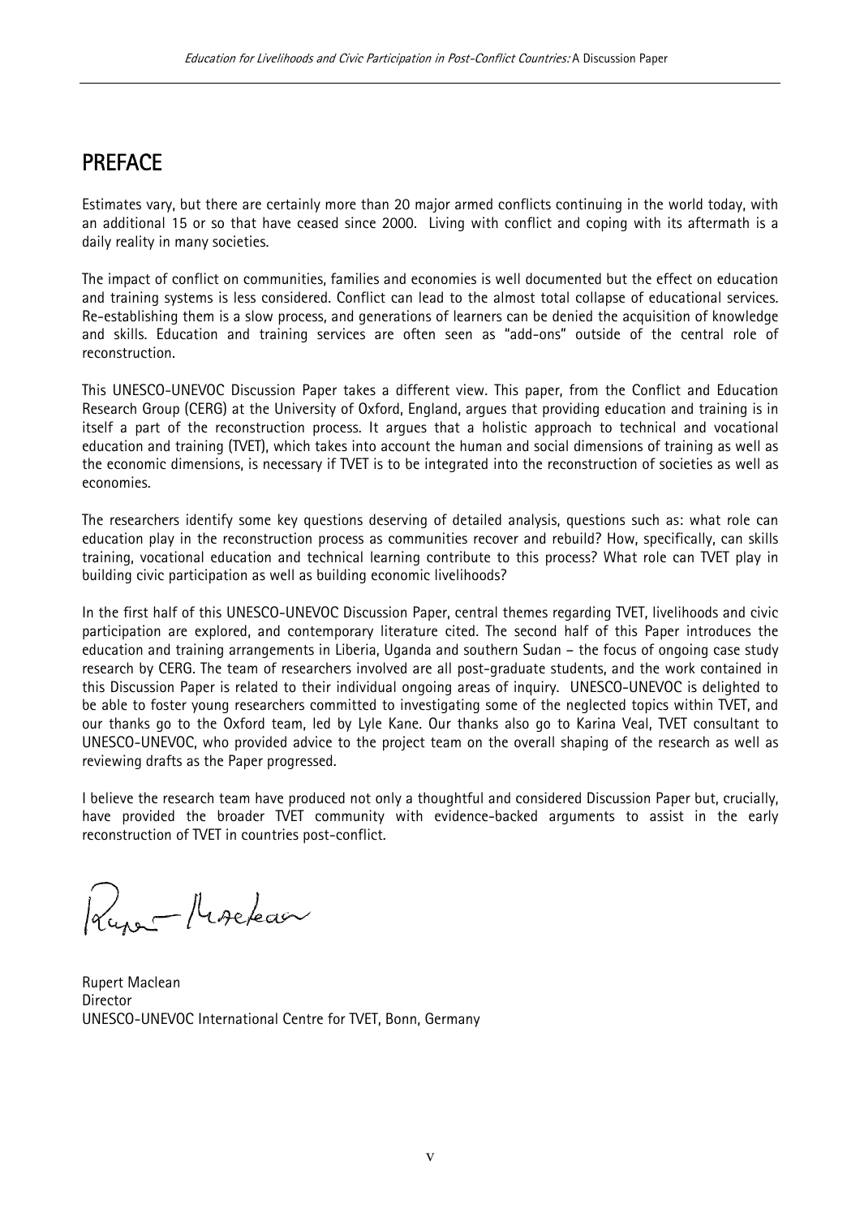# PREFACE

Estimates vary, but there are certainly more than 20 major armed conflicts continuing in the world today, with an additional 15 or so that have ceased since 2000. Living with conflict and coping with its aftermath is a daily reality in many societies.

The impact of conflict on communities, families and economies is well documented but the effect on education and training systems is less considered. Conflict can lead to the almost total collapse of educational services. Re-establishing them is a slow process, and generations of learners can be denied the acquisition of knowledge and skills. Education and training services are often seen as "add-ons" outside of the central role of reconstruction.

This UNESCO-UNEVOC Discussion Paper takes a different view. This paper, from the Conflict and Education Research Group (CERG) at the University of Oxford, England, argues that providing education and training is in itself a part of the reconstruction process. It argues that a holistic approach to technical and vocational education and training (TVET), which takes into account the human and social dimensions of training as well as the economic dimensions, is necessary if TVET is to be integrated into the reconstruction of societies as well as economies.

The researchers identify some key questions deserving of detailed analysis, questions such as: what role can education play in the reconstruction process as communities recover and rebuild? How, specifically, can skills training, vocational education and technical learning contribute to this process? What role can TVET play in building civic participation as well as building economic livelihoods?

In the first half of this UNESCO-UNEVOC Discussion Paper, central themes regarding TVET, livelihoods and civic participation are explored, and contemporary literature cited. The second half of this Paper introduces the education and training arrangements in Liberia, Uganda and southern Sudan – the focus of ongoing case study research by CERG. The team of researchers involved are all post-graduate students, and the work contained in this Discussion Paper is related to their individual ongoing areas of inquiry. UNESCO-UNEVOC is delighted to be able to foster young researchers committed to investigating some of the neglected topics within TVET, and our thanks go to the Oxford team, led by Lyle Kane. Our thanks also go to Karina Veal, TVET consultant to UNESCO-UNEVOC, who provided advice to the project team on the overall shaping of the research as well as reviewing drafts as the Paper progressed.

I believe the research team have produced not only a thoughtful and considered Discussion Paper but, crucially, have provided the broader TVET community with evidence-backed arguments to assist in the early reconstruction of TVET in countries post-conflict.

Rupert Maclean
Director
UNESCO-UNEVOC International Centre for TVET, Bonn, Germany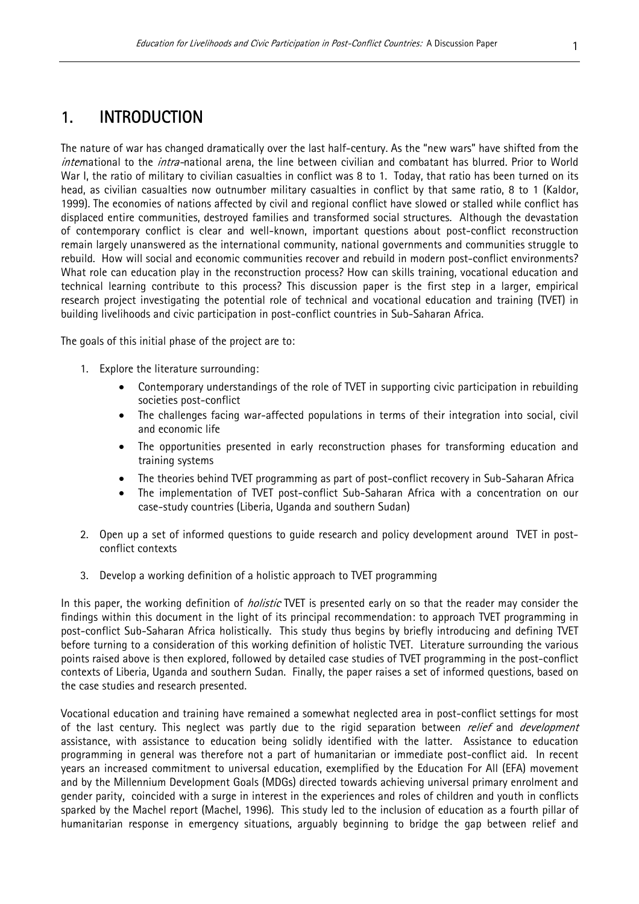# 1. INTRODUCTION

The nature of war has changed dramatically over the last half-century. As the "new wars" have shifted from the *inter*national to the *intra*-national arena, the line between civilian and combatant has blurred. Prior to World War I, the ratio of military to civilian casualties in conflict was 8 to 1. Today, that ratio has been turned on its head, as civilian casualties now outnumber military casualties in conflict by that same ratio, 8 to 1 (Kaldor, 1999). The economies of nations affected by civil and regional conflict have slowed or stalled while conflict has displaced entire communities, destroyed families and transformed social structures. Although the devastation of contemporary conflict is clear and well-known, important questions about post-conflict reconstruction remain largely unanswered as the international community, national governments and communities struggle to rebuild. How will social and economic communities recover and rebuild in modern post-conflict environments? What role can education play in the reconstruction process? How can skills training, vocational education and technical learning contribute to this process? This discussion paper is the first step in a larger, empirical research project investigating the potential role of technical and vocational education and training (TVET) in building livelihoods and civic participation in post-conflict countries in Sub-Saharan Africa.

The goals of this initial phase of the project are to:

1. Explore the literature surrounding:
   - Contemporary understandings of the role of TVET in supporting civic participation in rebuilding societies post-conflict
   - The challenges facing war-affected populations in terms of their integration into social, civil and economic life
   - The opportunities presented in early reconstruction phases for transforming education and training systems
   - The theories behind TVET programming as part of post-conflict recovery in Sub-Saharan Africa
   - The implementation of TVET post-conflict Sub-Saharan Africa with a concentration on our case-study countries (Liberia, Uganda and southern Sudan)
2. Open up a set of informed questions to guide research and policy development around TVET in post-conflict contexts
3. Develop a working definition of a holistic approach to TVET programming

In this paper, the working definition of *holistic* TVET is presented early on so that the reader may consider the findings within this document in the light of its principal recommendation: to approach TVET programming in post-conflict Sub-Saharan Africa holistically. This study thus begins by briefly introducing and defining TVET before turning to a consideration of this working definition of holistic TVET. Literature surrounding the various points raised above is then explored, followed by detailed case studies of TVET programming in the post-conflict contexts of Liberia, Uganda and southern Sudan. Finally, the paper raises a set of informed questions, based on the case studies and research presented.

Vocational education and training have remained a somewhat neglected area in post-conflict settings for most of the last century. This neglect was partly due to the rigid separation between *relief* and *development* assistance, with assistance to education being solidly identified with the latter. Assistance to education programming in general was therefore not a part of humanitarian or immediate post-conflict aid. In recent years an increased commitment to universal education, exemplified by the Education For All (EFA) movement and by the Millennium Development Goals (MDGs) directed towards achieving universal primary enrolment and gender parity, coincided with a surge in interest in the experiences and roles of children and youth in conflicts sparked by the Machel report (Machel, 1996). This study led to the inclusion of education as a fourth pillar of humanitarian response in emergency situations, arguably beginning to bridge the gap between relief and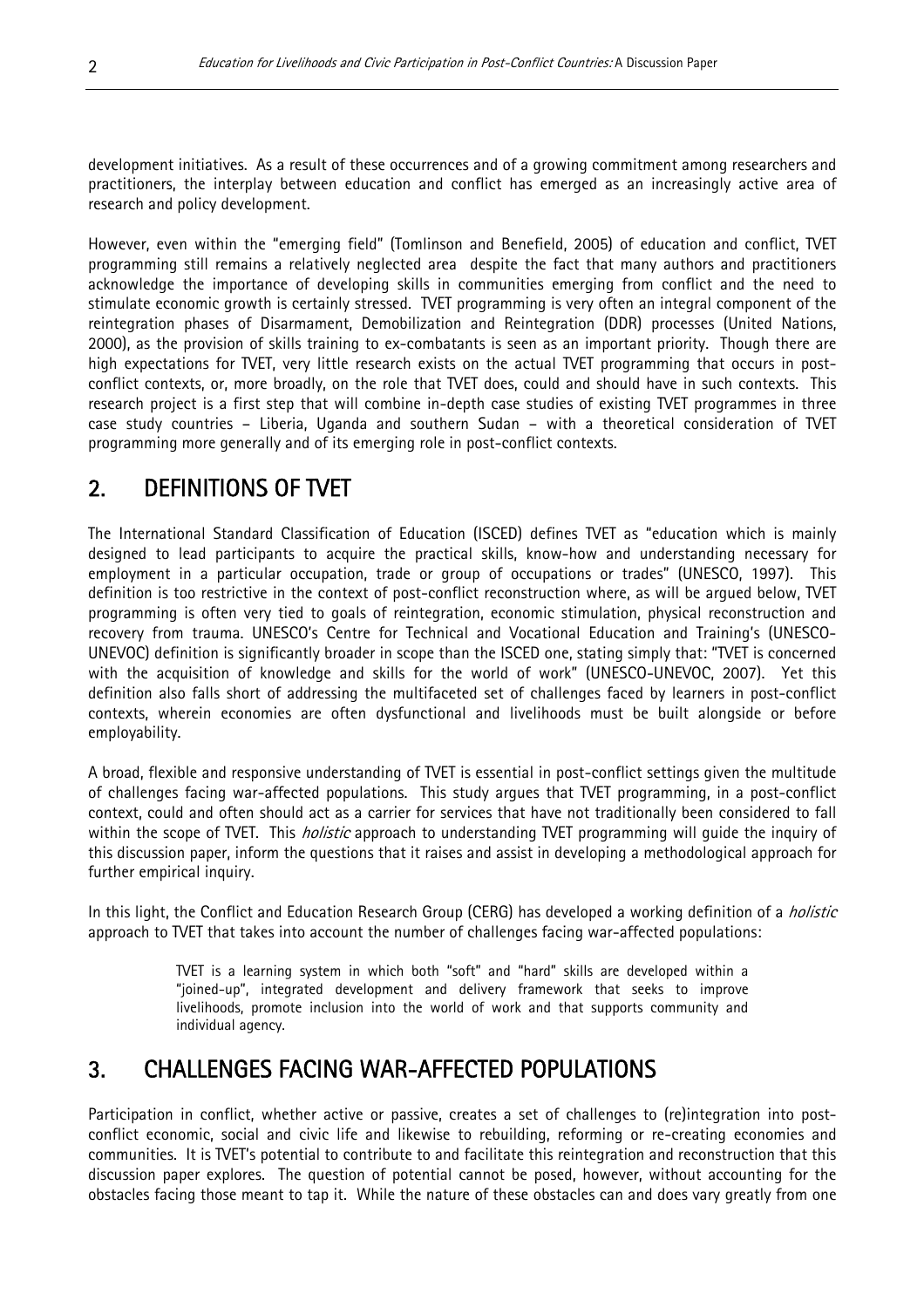development initiatives. As a result of these occurrences and of a growing commitment among researchers and practitioners, the interplay between education and conflict has emerged as an increasingly active area of research and policy development.

However, even within the "emerging field" (Tomlinson and Benefield, 2005) of education and conflict, TVET programming still remains a relatively neglected area despite the fact that many authors and practitioners acknowledge the importance of developing skills in communities emerging from conflict and the need to stimulate economic growth is certainly stressed. TVET programming is very often an integral component of the reintegration phases of Disarmament, Demobilization and Reintegration (DDR) processes (United Nations, 2000), as the provision of skills training to ex-combatants is seen as an important priority. Though there are high expectations for TVET, very little research exists on the actual TVET programming that occurs in post-conflict contexts, or, more broadly, on the role that TVET does, could and should have in such contexts. This research project is a first step that will combine in-depth case studies of existing TVET programmes in three case study countries – Liberia, Uganda and southern Sudan – with a theoretical consideration of TVET programming more generally and of its emerging role in post-conflict contexts.

## 2. DEFINITIONS OF TVET

The International Standard Classification of Education (ISCED) defines TVET as "education which is mainly designed to lead participants to acquire the practical skills, know-how and understanding necessary for employment in a particular occupation, trade or group of occupations or trades" (UNESCO, 1997). This definition is too restrictive in the context of post-conflict reconstruction where, as will be argued below, TVET programming is often very tied to goals of reintegration, economic stimulation, physical reconstruction and recovery from trauma. UNESCO's Centre for Technical and Vocational Education and Training's (UNESCO-UNEVOC) definition is significantly broader in scope than the ISCED one, stating simply that: "TVET is concerned with the acquisition of knowledge and skills for the world of work" (UNESCO-UNEVOC, 2007). Yet this definition also falls short of addressing the multifaceted set of challenges faced by learners in post-conflict contexts, wherein economies are often dysfunctional and livelihoods must be built alongside or before employability.

A broad, flexible and responsive understanding of TVET is essential in post-conflict settings given the multitude of challenges facing war-affected populations. This study argues that TVET programming, in a post-conflict context, could and often should act as a carrier for services that have not traditionally been considered to fall within the scope of TVET. This *holistic* approach to understanding TVET programming will guide the inquiry of this discussion paper, inform the questions that it raises and assist in developing a methodological approach for further empirical inquiry.

In this light, the Conflict and Education Research Group (CERG) has developed a working definition of a *holistic* approach to TVET that takes into account the number of challenges facing war-affected populations:

> TVET is a learning system in which both "soft" and "hard" skills are developed within a "joined-up", integrated development and delivery framework that seeks to improve livelihoods, promote inclusion into the world of work and that supports community and individual agency.

## 3. CHALLENGES FACING WAR-AFFECTED POPULATIONS

Participation in conflict, whether active or passive, creates a set of challenges to (re)integration into post-conflict economic, social and civic life and likewise to rebuilding, reforming or re-creating economies and communities. It is TVET's potential to contribute to and facilitate this reintegration and reconstruction that this discussion paper explores. The question of potential cannot be posed, however, without accounting for the obstacles facing those meant to tap it. While the nature of these obstacles can and does vary greatly from one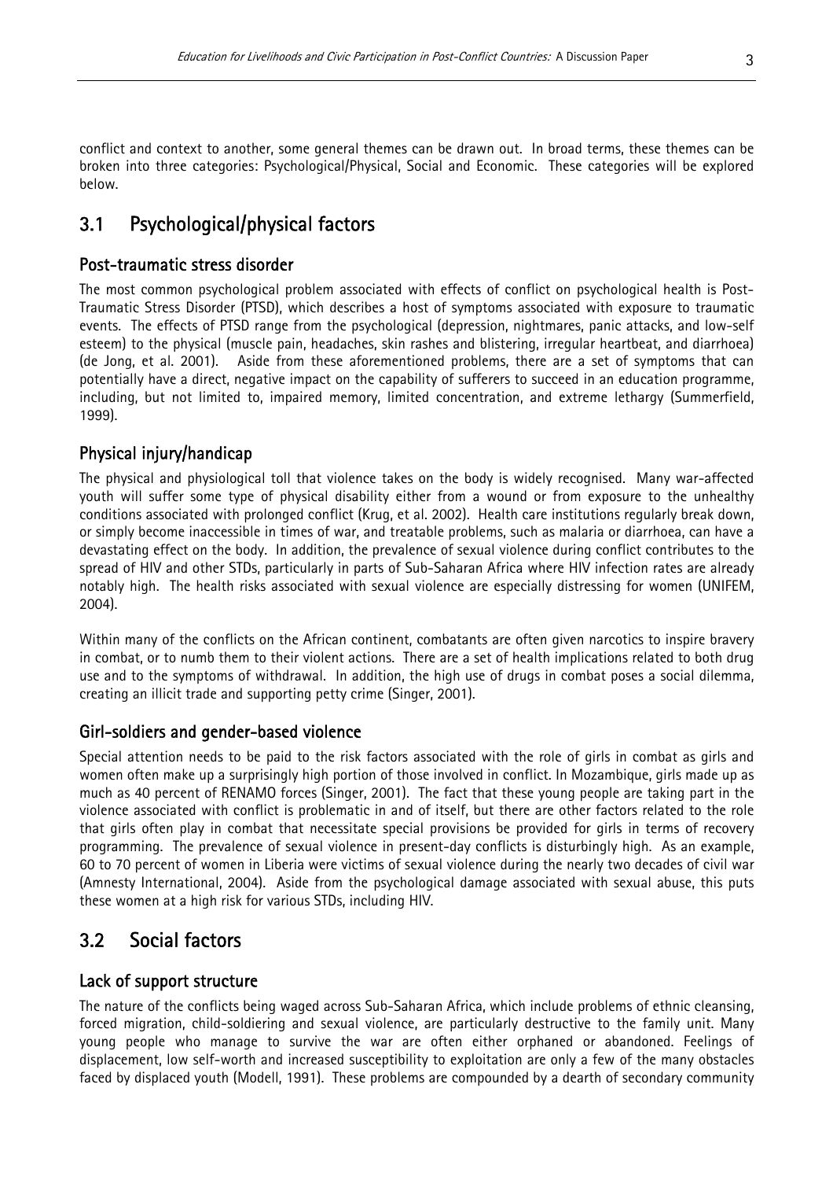conflict and context to another, some general themes can be drawn out. In broad terms, these themes can be broken into three categories: Psychological/Physical, Social and Economic. These categories will be explored below.

## 3.1 Psychological/physical factors

### Post-traumatic stress disorder

The most common psychological problem associated with effects of conflict on psychological health is Post-Traumatic Stress Disorder (PTSD), which describes a host of symptoms associated with exposure to traumatic events. The effects of PTSD range from the psychological (depression, nightmares, panic attacks, and low-self esteem) to the physical (muscle pain, headaches, skin rashes and blistering, irregular heartbeat, and diarrhoea) (de Jong, et al. 2001). Aside from these aforementioned problems, there are a set of symptoms that can potentially have a direct, negative impact on the capability of sufferers to succeed in an education programme, including, but not limited to, impaired memory, limited concentration, and extreme lethargy (Summerfield, 1999).

### Physical injury/handicap

The physical and physiological toll that violence takes on the body is widely recognised. Many war-affected youth will suffer some type of physical disability either from a wound or from exposure to the unhealthy conditions associated with prolonged conflict (Krug, et al. 2002). Health care institutions regularly break down, or simply become inaccessible in times of war, and treatable problems, such as malaria or diarrhoea, can have a devastating effect on the body. In addition, the prevalence of sexual violence during conflict contributes to the spread of HIV and other STDs, particularly in parts of Sub-Saharan Africa where HIV infection rates are already notably high. The health risks associated with sexual violence are especially distressing for women (UNIFEM, 2004).

Within many of the conflicts on the African continent, combatants are often given narcotics to inspire bravery in combat, or to numb them to their violent actions. There are a set of health implications related to both drug use and to the symptoms of withdrawal. In addition, the high use of drugs in combat poses a social dilemma, creating an illicit trade and supporting petty crime (Singer, 2001).

### Girl-soldiers and gender-based violence

Special attention needs to be paid to the risk factors associated with the role of girls in combat as girls and women often make up a surprisingly high portion of those involved in conflict. In Mozambique, girls made up as much as 40 percent of RENAMO forces (Singer, 2001). The fact that these young people are taking part in the violence associated with conflict is problematic in and of itself, but there are other factors related to the role that girls often play in combat that necessitate special provisions be provided for girls in terms of recovery programming. The prevalence of sexual violence in present-day conflicts is disturbingly high. As an example, 60 to 70 percent of women in Liberia were victims of sexual violence during the nearly two decades of civil war (Amnesty International, 2004). Aside from the psychological damage associated with sexual abuse, this puts these women at a high risk for various STDs, including HIV.

## 3.2 Social factors

### Lack of support structure

The nature of the conflicts being waged across Sub-Saharan Africa, which include problems of ethnic cleansing, forced migration, child-soldiering and sexual violence, are particularly destructive to the family unit. Many young people who manage to survive the war are often either orphaned or abandoned. Feelings of displacement, low self-worth and increased susceptibility to exploitation are only a few of the many obstacles faced by displaced youth (Modell, 1991). These problems are compounded by a dearth of secondary community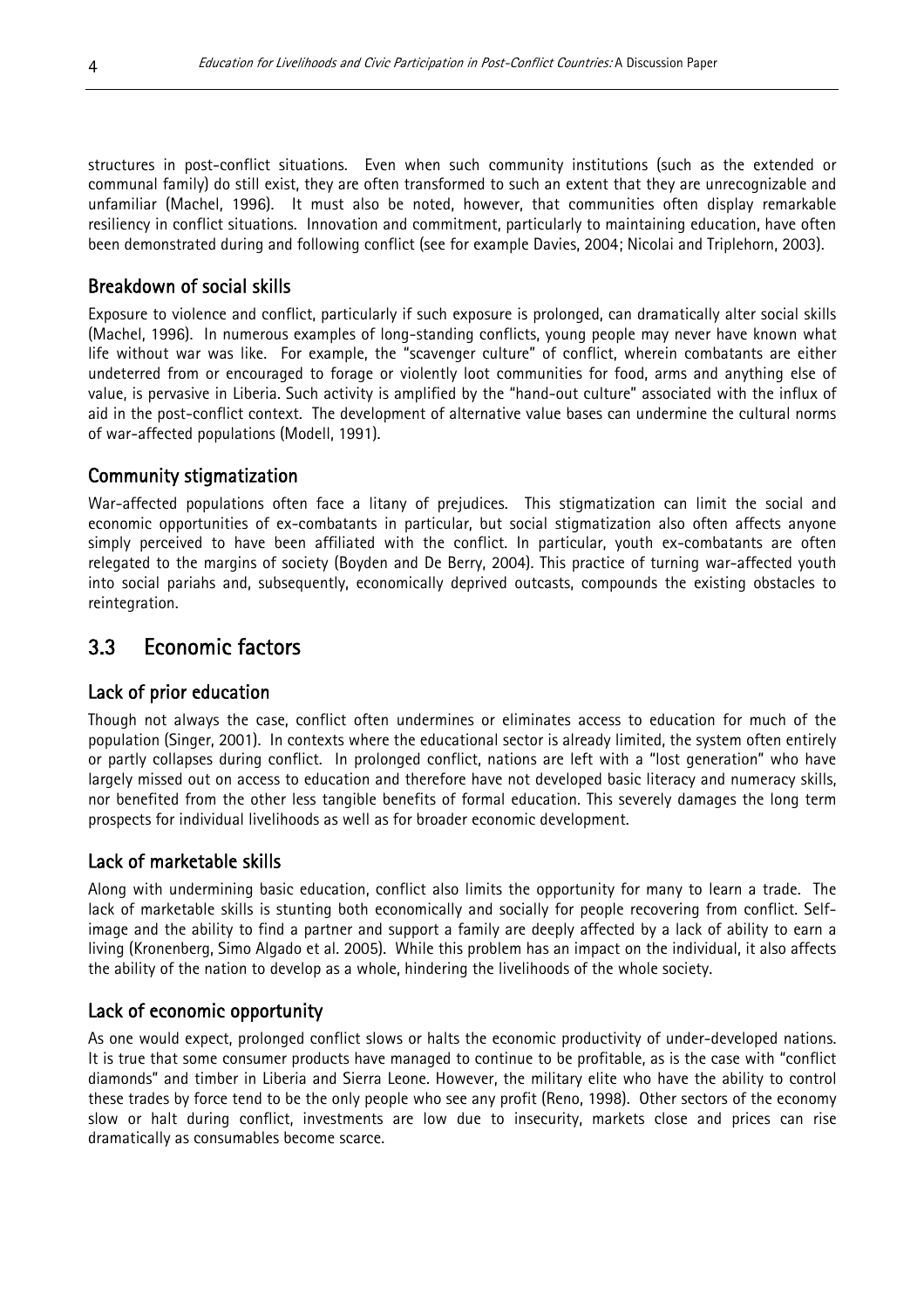structures in post-conflict situations. Even when such community institutions (such as the extended or communal family) do still exist, they are often transformed to such an extent that they are unrecognizable and unfamiliar (Machel, 1996). It must also be noted, however, that communities often display remarkable resiliency in conflict situations. Innovation and commitment, particularly to maintaining education, have often been demonstrated during and following conflict (see for example Davies, 2004; Nicolai and Triplehorn, 2003).

### Breakdown of social skills

Exposure to violence and conflict, particularly if such exposure is prolonged, can dramatically alter social skills (Machel, 1996). In numerous examples of long-standing conflicts, young people may never have known what life without war was like. For example, the "scavenger culture" of conflict, wherein combatants are either undeterred from or encouraged to forage or violently loot communities for food, arms and anything else of value, is pervasive in Liberia. Such activity is amplified by the "hand-out culture" associated with the influx of aid in the post-conflict context. The development of alternative value bases can undermine the cultural norms of war-affected populations (Modell, 1991).

### Community stigmatization

War-affected populations often face a litany of prejudices. This stigmatization can limit the social and economic opportunities of ex-combatants in particular, but social stigmatization also often affects anyone simply perceived to have been affiliated with the conflict. In particular, youth ex-combatants are often relegated to the margins of society (Boyden and De Berry, 2004). This practice of turning war-affected youth into social pariahs and, subsequently, economically deprived outcasts, compounds the existing obstacles to reintegration.

## 3.3 Economic factors

### Lack of prior education

Though not always the case, conflict often undermines or eliminates access to education for much of the population (Singer, 2001). In contexts where the educational sector is already limited, the system often entirely or partly collapses during conflict. In prolonged conflict, nations are left with a "lost generation" who have largely missed out on access to education and therefore have not developed basic literacy and numeracy skills, nor benefited from the other less tangible benefits of formal education. This severely damages the long term prospects for individual livelihoods as well as for broader economic development.

### Lack of marketable skills

Along with undermining basic education, conflict also limits the opportunity for many to learn a trade. The lack of marketable skills is stunting both economically and socially for people recovering from conflict. Self-image and the ability to find a partner and support a family are deeply affected by a lack of ability to earn a living (Kronenberg, Simo Algado et al. 2005). While this problem has an impact on the individual, it also affects the ability of the nation to develop as a whole, hindering the livelihoods of the whole society.

### Lack of economic opportunity

As one would expect, prolonged conflict slows or halts the economic productivity of under-developed nations. It is true that some consumer products have managed to continue to be profitable, as is the case with "conflict diamonds" and timber in Liberia and Sierra Leone. However, the military elite who have the ability to control these trades by force tend to be the only people who see any profit (Reno, 1998). Other sectors of the economy slow or halt during conflict, investments are low due to insecurity, markets close and prices can rise dramatically as consumables become scarce.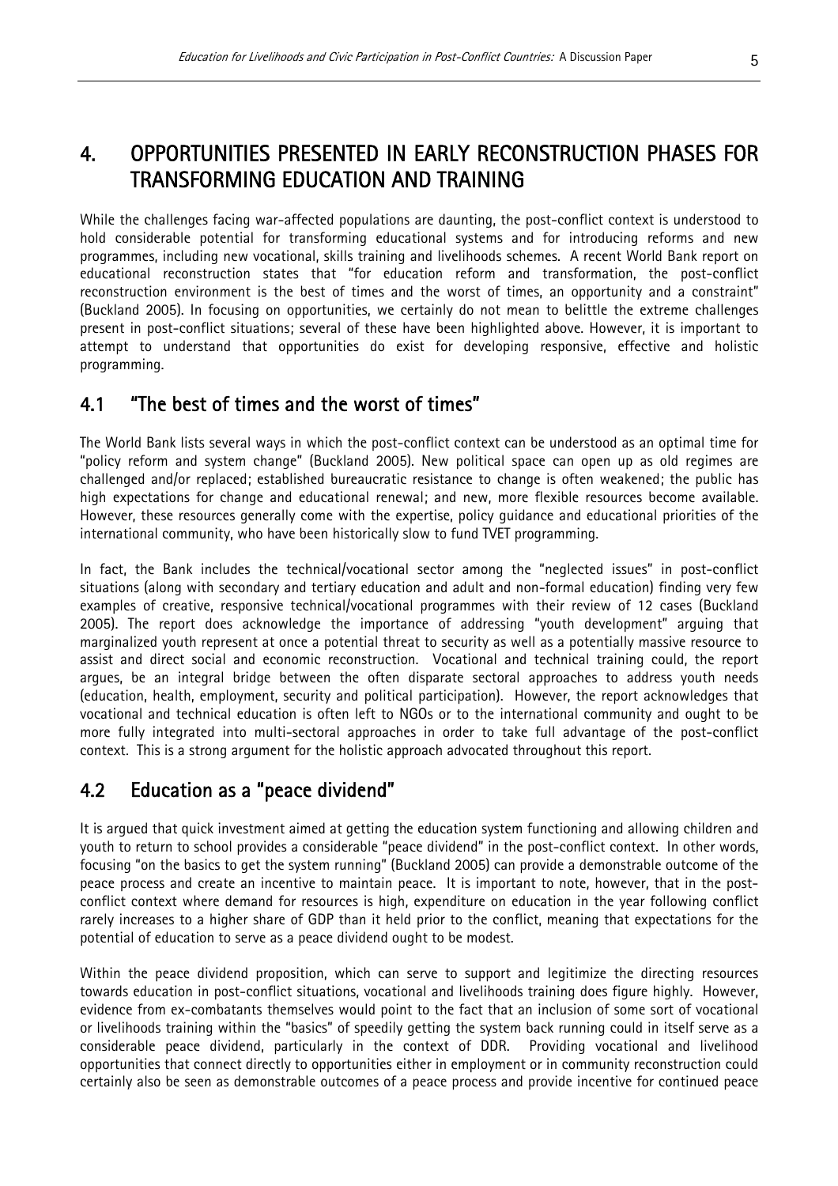# 4. OPPORTUNITIES PRESENTED IN EARLY RECONSTRUCTION PHASES FOR TRANSFORMING EDUCATION AND TRAINING

While the challenges facing war-affected populations are daunting, the post-conflict context is understood to hold considerable potential for transforming educational systems and for introducing reforms and new programmes, including new vocational, skills training and livelihoods schemes. A recent World Bank report on educational reconstruction states that "for education reform and transformation, the post-conflict reconstruction environment is the best of times and the worst of times, an opportunity and a constraint" (Buckland 2005). In focusing on opportunities, we certainly do not mean to belittle the extreme challenges present in post-conflict situations; several of these have been highlighted above. However, it is important to attempt to understand that opportunities do exist for developing responsive, effective and holistic programming.

## 4.1 "The best of times and the worst of times"

The World Bank lists several ways in which the post-conflict context can be understood as an optimal time for "policy reform and system change" (Buckland 2005). New political space can open up as old regimes are challenged and/or replaced; established bureaucratic resistance to change is often weakened; the public has high expectations for change and educational renewal; and new, more flexible resources become available. However, these resources generally come with the expertise, policy guidance and educational priorities of the international community, who have been historically slow to fund TVET programming.

In fact, the Bank includes the technical/vocational sector among the "neglected issues" in post-conflict situations (along with secondary and tertiary education and adult and non-formal education) finding very few examples of creative, responsive technical/vocational programmes with their review of 12 cases (Buckland 2005). The report does acknowledge the importance of addressing "youth development" arguing that marginalized youth represent at once a potential threat to security as well as a potentially massive resource to assist and direct social and economic reconstruction. Vocational and technical training could, the report argues, be an integral bridge between the often disparate sectoral approaches to address youth needs (education, health, employment, security and political participation). However, the report acknowledges that vocational and technical education is often left to NGOs or to the international community and ought to be more fully integrated into multi-sectoral approaches in order to take full advantage of the post-conflict context. This is a strong argument for the holistic approach advocated throughout this report.

## 4.2 Education as a "peace dividend"

It is argued that quick investment aimed at getting the education system functioning and allowing children and youth to return to school provides a considerable "peace dividend" in the post-conflict context. In other words, focusing "on the basics to get the system running" (Buckland 2005) can provide a demonstrable outcome of the peace process and create an incentive to maintain peace. It is important to note, however, that in the post-conflict context where demand for resources is high, expenditure on education in the year following conflict rarely increases to a higher share of GDP than it held prior to the conflict, meaning that expectations for the potential of education to serve as a peace dividend ought to be modest.

Within the peace dividend proposition, which can serve to support and legitimize the directing resources towards education in post-conflict situations, vocational and livelihoods training does figure highly. However, evidence from ex-combatants themselves would point to the fact that an inclusion of some sort of vocational or livelihoods training within the "basics" of speedily getting the system back running could in itself serve as a considerable peace dividend, particularly in the context of DDR. Providing vocational and livelihood opportunities that connect directly to opportunities either in employment or in community reconstruction could certainly also be seen as demonstrable outcomes of a peace process and provide incentive for continued peace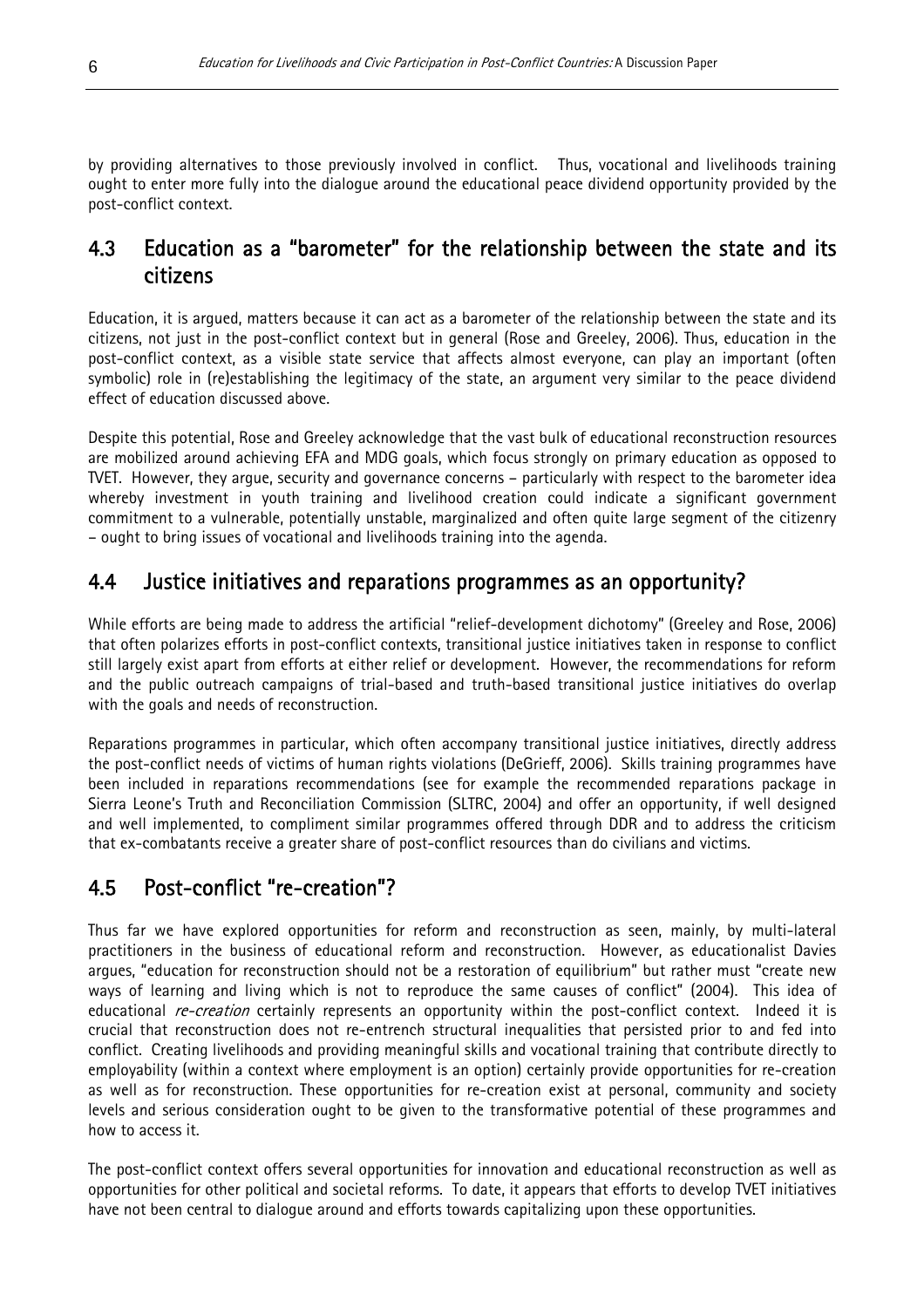by providing alternatives to those previously involved in conflict. Thus, vocational and livelihoods training ought to enter more fully into the dialogue around the educational peace dividend opportunity provided by the post-conflict context.

## 4.3 Education as a "barometer" for the relationship between the state and its citizens

Education, it is argued, matters because it can act as a barometer of the relationship between the state and its citizens, not just in the post-conflict context but in general (Rose and Greeley, 2006). Thus, education in the post-conflict context, as a visible state service that affects almost everyone, can play an important (often symbolic) role in (re)establishing the legitimacy of the state, an argument very similar to the peace dividend effect of education discussed above.

Despite this potential, Rose and Greeley acknowledge that the vast bulk of educational reconstruction resources are mobilized around achieving EFA and MDG goals, which focus strongly on primary education as opposed to TVET. However, they argue, security and governance concerns – particularly with respect to the barometer idea whereby investment in youth training and livelihood creation could indicate a significant government commitment to a vulnerable, potentially unstable, marginalized and often quite large segment of the citizenry – ought to bring issues of vocational and livelihoods training into the agenda.

## 4.4 Justice initiatives and reparations programmes as an opportunity?

While efforts are being made to address the artificial "relief-development dichotomy" (Greeley and Rose, 2006) that often polarizes efforts in post-conflict contexts, transitional justice initiatives taken in response to conflict still largely exist apart from efforts at either relief or development. However, the recommendations for reform and the public outreach campaigns of trial-based and truth-based transitional justice initiatives do overlap with the goals and needs of reconstruction.

Reparations programmes in particular, which often accompany transitional justice initiatives, directly address the post-conflict needs of victims of human rights violations (DeGrieff, 2006). Skills training programmes have been included in reparations recommendations (see for example the recommended reparations package in Sierra Leone's Truth and Reconciliation Commission (SLTRC, 2004) and offer an opportunity, if well designed and well implemented, to compliment similar programmes offered through DDR and to address the criticism that ex-combatants receive a greater share of post-conflict resources than do civilians and victims.

## 4.5 Post-conflict "re-creation"?

Thus far we have explored opportunities for reform and reconstruction as seen, mainly, by multi-lateral practitioners in the business of educational reform and reconstruction. However, as educationalist Davies argues, "education for reconstruction should not be a restoration of equilibrium" but rather must "create new ways of learning and living which is not to reproduce the same causes of conflict" (2004). This idea of educational *re-creation* certainly represents an opportunity within the post-conflict context. Indeed it is crucial that reconstruction does not re-entrench structural inequalities that persisted prior to and fed into conflict. Creating livelihoods and providing meaningful skills and vocational training that contribute directly to employability (within a context where employment is an option) certainly provide opportunities for re-creation as well as for reconstruction. These opportunities for re-creation exist at personal, community and society levels and serious consideration ought to be given to the transformative potential of these programmes and how to access it.

The post-conflict context offers several opportunities for innovation and educational reconstruction as well as opportunities for other political and societal reforms. To date, it appears that efforts to develop TVET initiatives have not been central to dialogue around and efforts towards capitalizing upon these opportunities.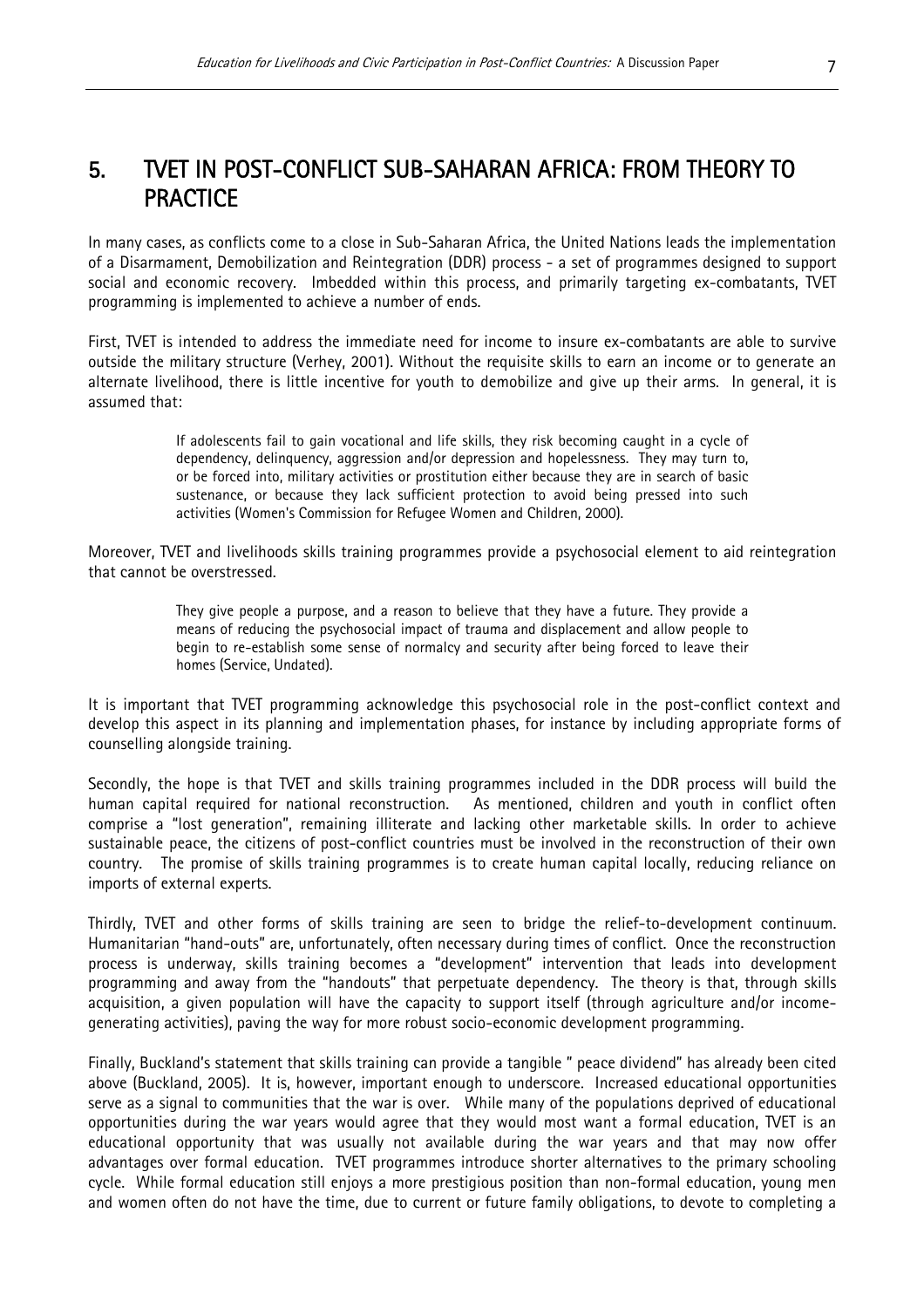## 5. TVET IN POST-CONFLICT SUB-SAHARAN AFRICA: FROM THEORY TO PRACTICE

In many cases, as conflicts come to a close in Sub-Saharan Africa, the United Nations leads the implementation of a Disarmament, Demobilization and Reintegration (DDR) process - a set of programmes designed to support social and economic recovery. Imbedded within this process, and primarily targeting ex-combatants, TVET programming is implemented to achieve a number of ends.

First, TVET is intended to address the immediate need for income to insure ex-combatants are able to survive outside the military structure (Verhey, 2001). Without the requisite skills to earn an income or to generate an alternate livelihood, there is little incentive for youth to demobilize and give up their arms. In general, it is assumed that:

> If adolescents fail to gain vocational and life skills, they risk becoming caught in a cycle of dependency, delinquency, aggression and/or depression and hopelessness. They may turn to, or be forced into, military activities or prostitution either because they are in search of basic sustenance, or because they lack sufficient protection to avoid being pressed into such activities (Women's Commission for Refugee Women and Children, 2000).

Moreover, TVET and livelihoods skills training programmes provide a psychosocial element to aid reintegration that cannot be overstressed.

> They give people a purpose, and a reason to believe that they have a future. They provide a means of reducing the psychosocial impact of trauma and displacement and allow people to begin to re-establish some sense of normalcy and security after being forced to leave their homes (Service, Undated).

It is important that TVET programming acknowledge this psychosocial role in the post-conflict context and develop this aspect in its planning and implementation phases, for instance by including appropriate forms of counselling alongside training.

Secondly, the hope is that TVET and skills training programmes included in the DDR process will build the human capital required for national reconstruction. As mentioned, children and youth in conflict often comprise a "lost generation", remaining illiterate and lacking other marketable skills. In order to achieve sustainable peace, the citizens of post-conflict countries must be involved in the reconstruction of their own country. The promise of skills training programmes is to create human capital locally, reducing reliance on imports of external experts.

Thirdly, TVET and other forms of skills training are seen to bridge the relief-to-development continuum. Humanitarian "hand-outs" are, unfortunately, often necessary during times of conflict. Once the reconstruction process is underway, skills training becomes a "development" intervention that leads into development programming and away from the "handouts" that perpetuate dependency. The theory is that, through skills acquisition, a given population will have the capacity to support itself (through agriculture and/or income-generating activities), paving the way for more robust socio-economic development programming.

Finally, Buckland's statement that skills training can provide a tangible " peace dividend" has already been cited above (Buckland, 2005). It is, however, important enough to underscore. Increased educational opportunities serve as a signal to communities that the war is over. While many of the populations deprived of educational opportunities during the war years would agree that they would most want a formal education, TVET is an educational opportunity that was usually not available during the war years and that may now offer advantages over formal education. TVET programmes introduce shorter alternatives to the primary schooling cycle. While formal education still enjoys a more prestigious position than non-formal education, young men and women often do not have the time, due to current or future family obligations, to devote to completing a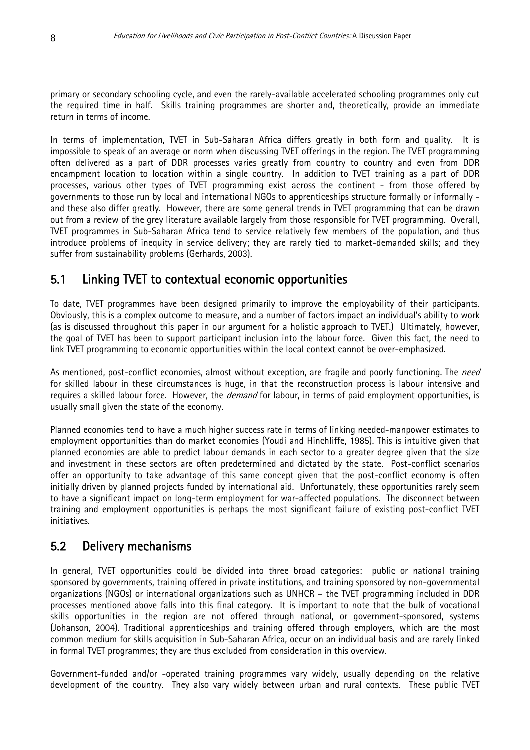primary or secondary schooling cycle, and even the rarely-available accelerated schooling programmes only cut the required time in half. Skills training programmes are shorter and, theoretically, provide an immediate return in terms of income.

In terms of implementation, TVET in Sub-Saharan Africa differs greatly in both form and quality. It is impossible to speak of an average or norm when discussing TVET offerings in the region. The TVET programming often delivered as a part of DDR processes varies greatly from country to country and even from DDR encampment location to location within a single country. In addition to TVET training as a part of DDR processes, various other types of TVET programming exist across the continent - from those offered by governments to those run by local and international NGOs to apprenticeships structure formally or informally - and these also differ greatly. However, there are some general trends in TVET programming that can be drawn out from a review of the grey literature available largely from those responsible for TVET programming. Overall, TVET programmes in Sub-Saharan Africa tend to service relatively few members of the population, and thus introduce problems of inequity in service delivery; they are rarely tied to market-demanded skills; and they suffer from sustainability problems (Gerhards, 2003).

## 5.1 Linking TVET to contextual economic opportunities

To date, TVET programmes have been designed primarily to improve the employability of their participants. Obviously, this is a complex outcome to measure, and a number of factors impact an individual's ability to work (as is discussed throughout this paper in our argument for a holistic approach to TVET.) Ultimately, however, the goal of TVET has been to support participant inclusion into the labour force. Given this fact, the need to link TVET programming to economic opportunities within the local context cannot be over-emphasized.

As mentioned, post-conflict economies, almost without exception, are fragile and poorly functioning. The *need* for skilled labour in these circumstances is huge, in that the reconstruction process is labour intensive and requires a skilled labour force. However, the *demand* for labour, in terms of paid employment opportunities, is usually small given the state of the economy.

Planned economies tend to have a much higher success rate in terms of linking needed-manpower estimates to employment opportunities than do market economies (Youdi and Hinchliffe, 1985). This is intuitive given that planned economies are able to predict labour demands in each sector to a greater degree given that the size and investment in these sectors are often predetermined and dictated by the state. Post-conflict scenarios offer an opportunity to take advantage of this same concept given that the post-conflict economy is often initially driven by planned projects funded by international aid. Unfortunately, these opportunities rarely seem to have a significant impact on long-term employment for war-affected populations. The disconnect between training and employment opportunities is perhaps the most significant failure of existing post-conflict TVET initiatives.

## 5.2 Delivery mechanisms

In general, TVET opportunities could be divided into three broad categories: public or national training sponsored by governments, training offered in private institutions, and training sponsored by non-governmental organizations (NGOs) or international organizations such as UNHCR – the TVET programming included in DDR processes mentioned above falls into this final category. It is important to note that the bulk of vocational skills opportunities in the region are not offered through national, or government-sponsored, systems (Johanson, 2004). Traditional apprenticeships and training offered through employers, which are the most common medium for skills acquisition in Sub-Saharan Africa, occur on an individual basis and are rarely linked in formal TVET programmes; they are thus excluded from consideration in this overview.

Government-funded and/or -operated training programmes vary widely, usually depending on the relative development of the country. They also vary widely between urban and rural contexts. These public TVET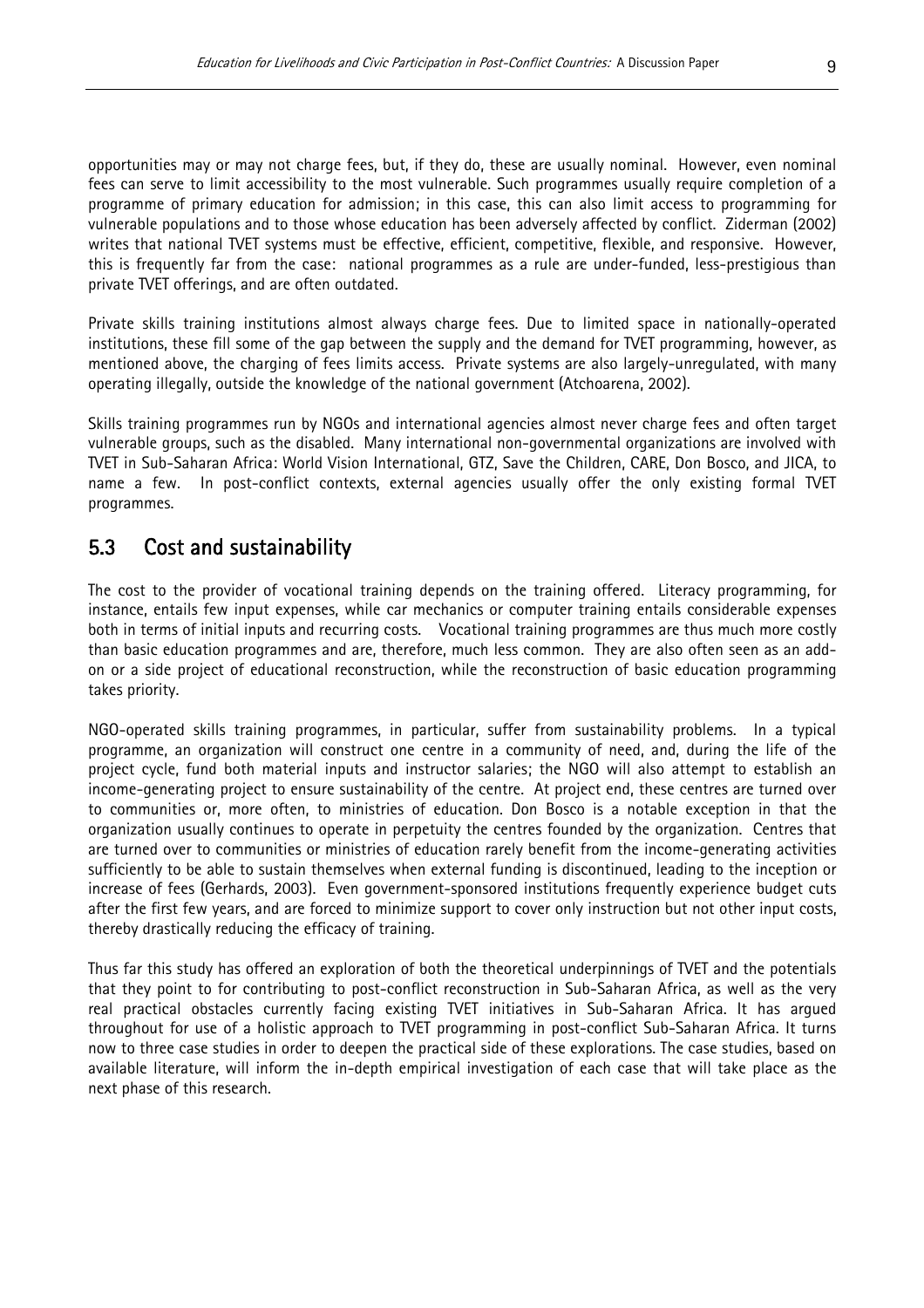opportunities may or may not charge fees, but, if they do, these are usually nominal. However, even nominal fees can serve to limit accessibility to the most vulnerable. Such programmes usually require completion of a programme of primary education for admission; in this case, this can also limit access to programming for vulnerable populations and to those whose education has been adversely affected by conflict. Ziderman (2002) writes that national TVET systems must be effective, efficient, competitive, flexible, and responsive. However, this is frequently far from the case: national programmes as a rule are under-funded, less-prestigious than private TVET offerings, and are often outdated.

Private skills training institutions almost always charge fees. Due to limited space in nationally-operated institutions, these fill some of the gap between the supply and the demand for TVET programming, however, as mentioned above, the charging of fees limits access. Private systems are also largely-unregulated, with many operating illegally, outside the knowledge of the national government (Atchoarena, 2002).

Skills training programmes run by NGOs and international agencies almost never charge fees and often target vulnerable groups, such as the disabled. Many international non-governmental organizations are involved with TVET in Sub-Saharan Africa: World Vision International, GTZ, Save the Children, CARE, Don Bosco, and JICA, to name a few. In post-conflict contexts, external agencies usually offer the only existing formal TVET programmes.

## 5.3 Cost and sustainability

The cost to the provider of vocational training depends on the training offered. Literacy programming, for instance, entails few input expenses, while car mechanics or computer training entails considerable expenses both in terms of initial inputs and recurring costs. Vocational training programmes are thus much more costly than basic education programmes and are, therefore, much less common. They are also often seen as an add-on or a side project of educational reconstruction, while the reconstruction of basic education programming takes priority.

NGO-operated skills training programmes, in particular, suffer from sustainability problems. In a typical programme, an organization will construct one centre in a community of need, and, during the life of the project cycle, fund both material inputs and instructor salaries; the NGO will also attempt to establish an income-generating project to ensure sustainability of the centre. At project end, these centres are turned over to communities or, more often, to ministries of education. Don Bosco is a notable exception in that the organization usually continues to operate in perpetuity the centres founded by the organization. Centres that are turned over to communities or ministries of education rarely benefit from the income-generating activities sufficiently to be able to sustain themselves when external funding is discontinued, leading to the inception or increase of fees (Gerhards, 2003). Even government-sponsored institutions frequently experience budget cuts after the first few years, and are forced to minimize support to cover only instruction but not other input costs, thereby drastically reducing the efficacy of training.

Thus far this study has offered an exploration of both the theoretical underpinnings of TVET and the potentials that they point to for contributing to post-conflict reconstruction in Sub-Saharan Africa, as well as the very real practical obstacles currently facing existing TVET initiatives in Sub-Saharan Africa. It has argued throughout for use of a holistic approach to TVET programming in post-conflict Sub-Saharan Africa. It turns now to three case studies in order to deepen the practical side of these explorations. The case studies, based on available literature, will inform the in-depth empirical investigation of each case that will take place as the next phase of this research.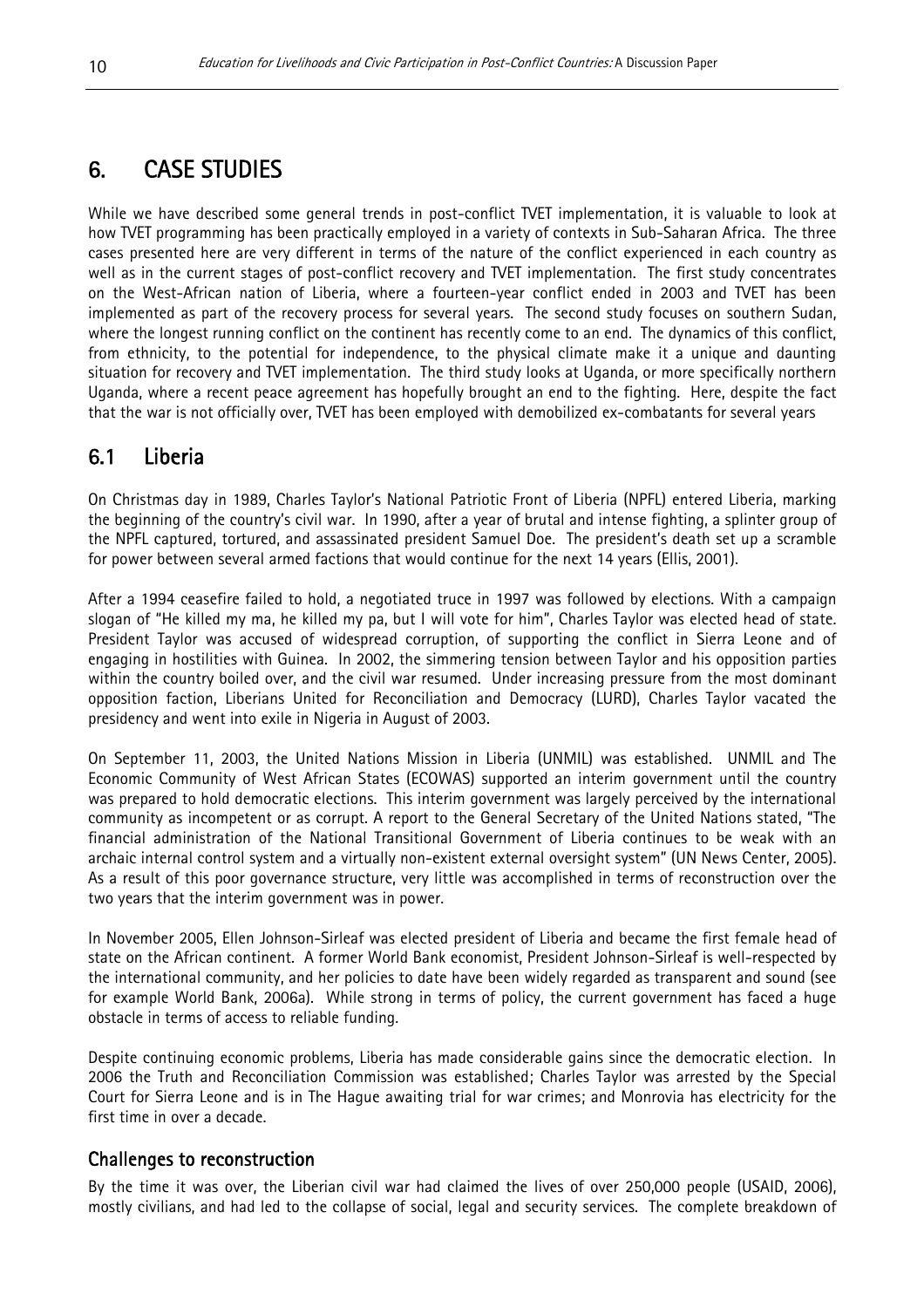# 6. CASE STUDIES

While we have described some general trends in post-conflict TVET implementation, it is valuable to look at how TVET programming has been practically employed in a variety of contexts in Sub-Saharan Africa. The three cases presented here are very different in terms of the nature of the conflict experienced in each country as well as in the current stages of post-conflict recovery and TVET implementation. The first study concentrates on the West-African nation of Liberia, where a fourteen-year conflict ended in 2003 and TVET has been implemented as part of the recovery process for several years. The second study focuses on southern Sudan, where the longest running conflict on the continent has recently come to an end. The dynamics of this conflict, from ethnicity, to the potential for independence, to the physical climate make it a unique and daunting situation for recovery and TVET implementation. The third study looks at Uganda, or more specifically northern Uganda, where a recent peace agreement has hopefully brought an end to the fighting. Here, despite the fact that the war is not officially over, TVET has been employed with demobilized ex-combatants for several years

## 6.1 Liberia

On Christmas day in 1989, Charles Taylor's National Patriotic Front of Liberia (NPFL) entered Liberia, marking the beginning of the country's civil war. In 1990, after a year of brutal and intense fighting, a splinter group of the NPFL captured, tortured, and assassinated president Samuel Doe. The president's death set up a scramble for power between several armed factions that would continue for the next 14 years (Ellis, 2001).

After a 1994 ceasefire failed to hold, a negotiated truce in 1997 was followed by elections. With a campaign slogan of "He killed my ma, he killed my pa, but I will vote for him", Charles Taylor was elected head of state. President Taylor was accused of widespread corruption, of supporting the conflict in Sierra Leone and of engaging in hostilities with Guinea. In 2002, the simmering tension between Taylor and his opposition parties within the country boiled over, and the civil war resumed. Under increasing pressure from the most dominant opposition faction, Liberians United for Reconciliation and Democracy (LURD), Charles Taylor vacated the presidency and went into exile in Nigeria in August of 2003.

On September 11, 2003, the United Nations Mission in Liberia (UNMIL) was established. UNMIL and The Economic Community of West African States (ECOWAS) supported an interim government until the country was prepared to hold democratic elections. This interim government was largely perceived by the international community as incompetent or as corrupt. A report to the General Secretary of the United Nations stated, "The financial administration of the National Transitional Government of Liberia continues to be weak with an archaic internal control system and a virtually non-existent external oversight system" (UN News Center, 2005). As a result of this poor governance structure, very little was accomplished in terms of reconstruction over the two years that the interim government was in power.

In November 2005, Ellen Johnson-Sirleaf was elected president of Liberia and became the first female head of state on the African continent. A former World Bank economist, President Johnson-Sirleaf is well-respected by the international community, and her policies to date have been widely regarded as transparent and sound (see for example World Bank, 2006a). While strong in terms of policy, the current government has faced a huge obstacle in terms of access to reliable funding.

Despite continuing economic problems, Liberia has made considerable gains since the democratic election. In 2006 the Truth and Reconciliation Commission was established; Charles Taylor was arrested by the Special Court for Sierra Leone and is in The Hague awaiting trial for war crimes; and Monrovia has electricity for the first time in over a decade.

### Challenges to reconstruction

By the time it was over, the Liberian civil war had claimed the lives of over 250,000 people (USAID, 2006), mostly civilians, and had led to the collapse of social, legal and security services. The complete breakdown of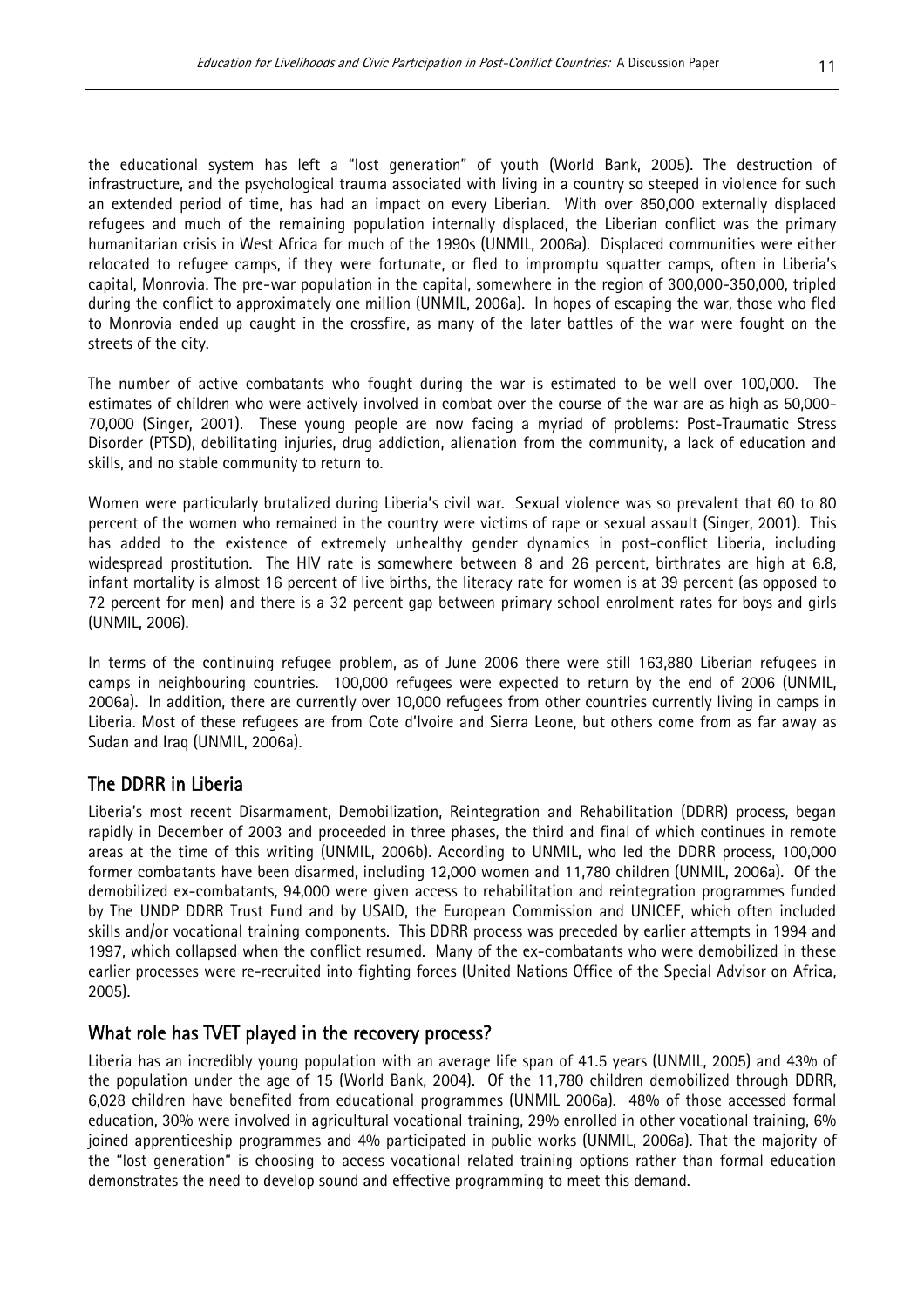the educational system has left a "lost generation" of youth (World Bank, 2005). The destruction of infrastructure, and the psychological trauma associated with living in a country so steeped in violence for such an extended period of time, has had an impact on every Liberian. With over 850,000 externally displaced refugees and much of the remaining population internally displaced, the Liberian conflict was the primary humanitarian crisis in West Africa for much of the 1990s (UNMIL, 2006a). Displaced communities were either relocated to refugee camps, if they were fortunate, or fled to impromptu squatter camps, often in Liberia's capital, Monrovia. The pre-war population in the capital, somewhere in the region of 300,000-350,000, tripled during the conflict to approximately one million (UNMIL, 2006a). In hopes of escaping the war, those who fled to Monrovia ended up caught in the crossfire, as many of the later battles of the war were fought on the streets of the city.

The number of active combatants who fought during the war is estimated to be well over 100,000. The estimates of children who were actively involved in combat over the course of the war are as high as 50,000-70,000 (Singer, 2001). These young people are now facing a myriad of problems: Post-Traumatic Stress Disorder (PTSD), debilitating injuries, drug addiction, alienation from the community, a lack of education and skills, and no stable community to return to.

Women were particularly brutalized during Liberia's civil war. Sexual violence was so prevalent that 60 to 80 percent of the women who remained in the country were victims of rape or sexual assault (Singer, 2001). This has added to the existence of extremely unhealthy gender dynamics in post-conflict Liberia, including widespread prostitution. The HIV rate is somewhere between 8 and 26 percent, birthrates are high at 6.8, infant mortality is almost 16 percent of live births, the literacy rate for women is at 39 percent (as opposed to 72 percent for men) and there is a 32 percent gap between primary school enrolment rates for boys and girls (UNMIL, 2006).

In terms of the continuing refugee problem, as of June 2006 there were still 163,880 Liberian refugees in camps in neighbouring countries. 100,000 refugees were expected to return by the end of 2006 (UNMIL, 2006a). In addition, there are currently over 10,000 refugees from other countries currently living in camps in Liberia. Most of these refugees are from Cote d'Ivoire and Sierra Leone, but others come from as far away as Sudan and Iraq (UNMIL, 2006a).

## The DDRR in Liberia

Liberia's most recent Disarmament, Demobilization, Reintegration and Rehabilitation (DDRR) process, began rapidly in December of 2003 and proceeded in three phases, the third and final of which continues in remote areas at the time of this writing (UNMIL, 2006b). According to UNMIL, who led the DDRR process, 100,000 former combatants have been disarmed, including 12,000 women and 11,780 children (UNMIL, 2006a). Of the demobilized ex-combatants, 94,000 were given access to rehabilitation and reintegration programmes funded by The UNDP DDRR Trust Fund and by USAID, the European Commission and UNICEF, which often included skills and/or vocational training components. This DDRR process was preceded by earlier attempts in 1994 and 1997, which collapsed when the conflict resumed. Many of the ex-combatants who were demobilized in these earlier processes were re-recruited into fighting forces (United Nations Office of the Special Advisor on Africa, 2005).

## What role has TVET played in the recovery process?

Liberia has an incredibly young population with an average life span of 41.5 years (UNMIL, 2005) and 43% of the population under the age of 15 (World Bank, 2004). Of the 11,780 children demobilized through DDRR, 6,028 children have benefited from educational programmes (UNMIL 2006a). 48% of those accessed formal education, 30% were involved in agricultural vocational training, 29% enrolled in other vocational training, 6% joined apprenticeship programmes and 4% participated in public works (UNMIL, 2006a). That the majority of the "lost generation" is choosing to access vocational related training options rather than formal education demonstrates the need to develop sound and effective programming to meet this demand.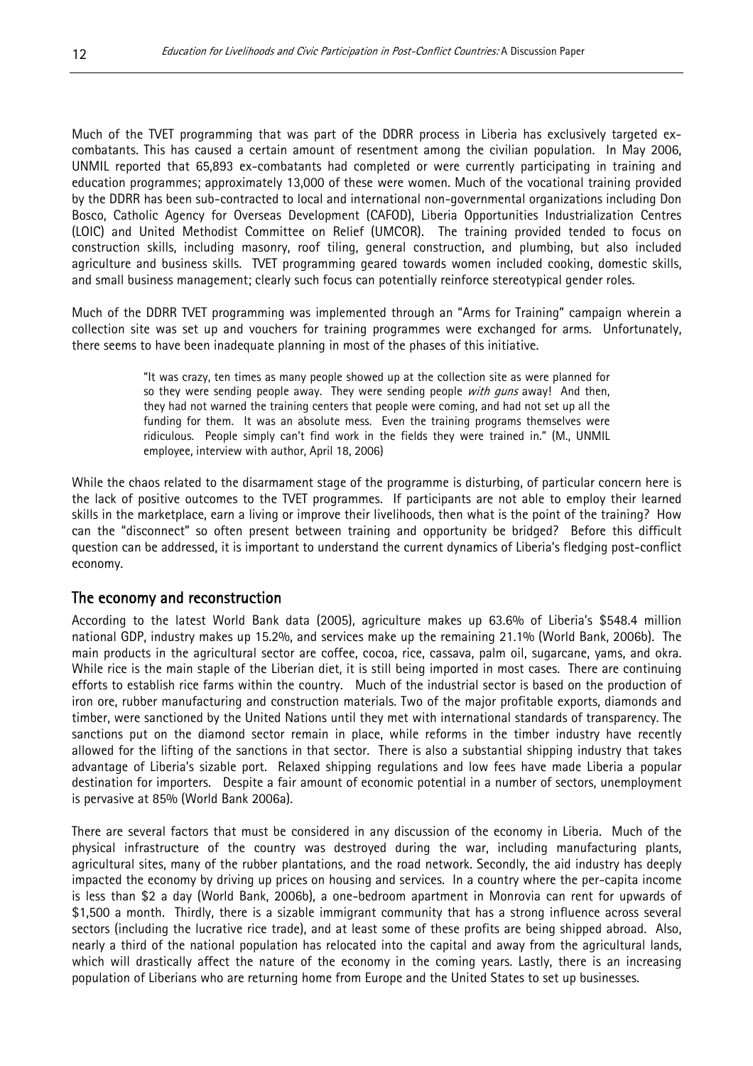Much of the TVET programming that was part of the DDRR process in Liberia has exclusively targeted ex-combatants. This has caused a certain amount of resentment among the civilian population. In May 2006, UNMIL reported that 65,893 ex-combatants had completed or were currently participating in training and education programmes; approximately 13,000 of these were women. Much of the vocational training provided by the DDRR has been sub-contracted to local and international non-governmental organizations including Don Bosco, Catholic Agency for Overseas Development (CAFOD), Liberia Opportunities Industrialization Centres (LOIC) and United Methodist Committee on Relief (UMCOR). The training provided tended to focus on construction skills, including masonry, roof tiling, general construction, and plumbing, but also included agriculture and business skills. TVET programming geared towards women included cooking, domestic skills, and small business management; clearly such focus can potentially reinforce stereotypical gender roles.

Much of the DDRR TVET programming was implemented through an "Arms for Training" campaign wherein a collection site was set up and vouchers for training programmes were exchanged for arms. Unfortunately, there seems to have been inadequate planning in most of the phases of this initiative.

> "It was crazy, ten times as many people showed up at the collection site as were planned for so they were sending people away. They were sending people *with guns* away! And then, they had not warned the training centers that people were coming, and had not set up all the funding for them. It was an absolute mess. Even the training programs themselves were ridiculous. People simply can't find work in the fields they were trained in." (M., UNMIL employee, interview with author, April 18, 2006)

While the chaos related to the disarmament stage of the programme is disturbing, of particular concern here is the lack of positive outcomes to the TVET programmes. If participants are not able to employ their learned skills in the marketplace, earn a living or improve their livelihoods, then what is the point of the training? How can the "disconnect" so often present between training and opportunity be bridged? Before this difficult question can be addressed, it is important to understand the current dynamics of Liberia's fledging post-conflict economy.

## The economy and reconstruction

According to the latest World Bank data (2005), agriculture makes up 63.6% of Liberia's $548.4 million national GDP, industry makes up 15.2%, and services make up the remaining 21.1% (World Bank, 2006b). The main products in the agricultural sector are coffee, cocoa, rice, cassava, palm oil, sugarcane, yams, and okra. While rice is the main staple of the Liberian diet, it is still being imported in most cases. There are continuing efforts to establish rice farms within the country. Much of the industrial sector is based on the production of iron ore, rubber manufacturing and construction materials. Two of the major profitable exports, diamonds and timber, were sanctioned by the United Nations until they met with international standards of transparency. The sanctions put on the diamond sector remain in place, while reforms in the timber industry have recently allowed for the lifting of the sanctions in that sector. There is also a substantial shipping industry that takes advantage of Liberia's sizable port. Relaxed shipping regulations and low fees have made Liberia a popular destination for importers. Despite a fair amount of economic potential in a number of sectors, unemployment is pervasive at 85% (World Bank 2006a).

There are several factors that must be considered in any discussion of the economy in Liberia. Much of the physical infrastructure of the country was destroyed during the war, including manufacturing plants, agricultural sites, many of the rubber plantations, and the road network. Secondly, the aid industry has deeply impacted the economy by driving up prices on housing and services. In a country where the per-capita income is less than $2 a day (World Bank, 2006b), a one-bedroom apartment in Monrovia can rent for upwards of $1,500 a month. Thirdly, there is a sizable immigrant community that has a strong influence across several sectors (including the lucrative rice trade), and at least some of these profits are being shipped abroad. Also, nearly a third of the national population has relocated into the capital and away from the agricultural lands, which will drastically affect the nature of the economy in the coming years. Lastly, there is an increasing population of Liberians who are returning home from Europe and the United States to set up businesses.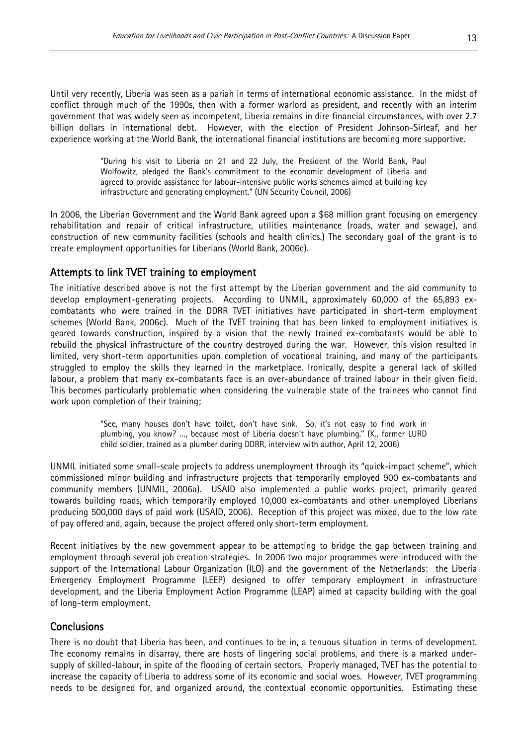Until very recently, Liberia was seen as a pariah in terms of international economic assistance. In the midst of conflict through much of the 1990s, then with a former warlord as president, and recently with an interim government that was widely seen as incompetent, Liberia remains in dire financial circumstances, with over 2.7 billion dollars in international debt. However, with the election of President Johnson-Sirleaf, and her experience working at the World Bank, the international financial institutions are becoming more supportive.

> "During his visit to Liberia on 21 and 22 July, the President of the World Bank, Paul Wolfowitz, pledged the Bank's commitment to the economic development of Liberia and agreed to provide assistance for labour-intensive public works schemes aimed at building key infrastructure and generating employment." (UN Security Council, 2006)

In 2006, the Liberian Government and the World Bank agreed upon a $68 million grant focusing on emergency rehabilitation and repair of critical infrastructure, utilities maintenance (roads, water and sewage), and construction of new community facilities (schools and health clinics.) The secondary goal of the grant is to create employment opportunities for Liberians (World Bank, 2006c).

## Attempts to link TVET training to employment

The initiative described above is not the first attempt by the Liberian government and the aid community to develop employment-generating projects. According to UNMIL, approximately 60,000 of the 65,893 ex-combatants who were trained in the DDRR TVET initiatives have participated in short-term employment schemes (World Bank, 2006c). Much of the TVET training that has been linked to employment initiatives is geared towards construction, inspired by a vision that the newly trained ex-combatants would be able to rebuild the physical infrastructure of the country destroyed during the war. However, this vision resulted in limited, very short-term opportunities upon completion of vocational training, and many of the participants struggled to employ the skills they learned in the marketplace. Ironically, despite a general lack of skilled labour, a problem that many ex-combatants face is an over-abundance of trained labour in their given field. This becomes particularly problematic when considering the vulnerable state of the trainees who cannot find work upon completion of their training;

> "See, many houses don't have toilet, don't have sink. So, it's not easy to find work in plumbing, you know? ..., because most of Liberia doesn't have plumbing." (K., former LURD child soldier, trained as a plumber during DDRR, interview with author, April 12, 2006)

UNMIL initiated some small-scale projects to address unemployment through its "quick-impact scheme", which commissioned minor building and infrastructure projects that temporarily employed 900 ex-combatants and community members (UNMIL, 2006a). USAID also implemented a public works project, primarily geared towards building roads, which temporarily employed 10,000 ex-combatants and other unemployed Liberians producing 500,000 days of paid work (USAID, 2006). Reception of this project was mixed, due to the low rate of pay offered and, again, because the project offered only short-term employment.

Recent initiatives by the new government appear to be attempting to bridge the gap between training and employment through several job creation strategies. In 2006 two major programmes were introduced with the support of the International Labour Organization (ILO) and the government of the Netherlands: the Liberia Emergency Employment Programme (LEEP) designed to offer temporary employment in infrastructure development, and the Liberia Employment Action Programme (LEAP) aimed at capacity building with the goal of long-term employment.

## Conclusions

There is no doubt that Liberia has been, and continues to be in, a tenuous situation in terms of development. The economy remains in disarray, there are hosts of lingering social problems, and there is a marked under-supply of skilled-labour, in spite of the flooding of certain sectors. Properly managed, TVET has the potential to increase the capacity of Liberia to address some of its economic and social woes. However, TVET programming needs to be designed for, and organized around, the contextual economic opportunities. Estimating these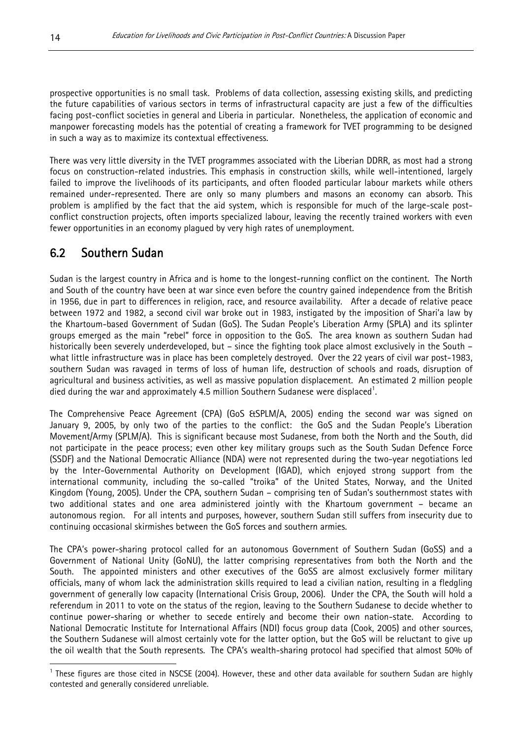prospective opportunities is no small task. Problems of data collection, assessing existing skills, and predicting the future capabilities of various sectors in terms of infrastructural capacity are just a few of the difficulties facing post-conflict societies in general and Liberia in particular. Nonetheless, the application of economic and manpower forecasting models has the potential of creating a framework for TVET programming to be designed in such a way as to maximize its contextual effectiveness.

There was very little diversity in the TVET programmes associated with the Liberian DDRR, as most had a strong focus on construction-related industries. This emphasis in construction skills, while well-intentioned, largely failed to improve the livelihoods of its participants, and often flooded particular labour markets while others remained under-represented. There are only so many plumbers and masons an economy can absorb. This problem is amplified by the fact that the aid system, which is responsible for much of the large-scale post-conflict construction projects, often imports specialized labour, leaving the recently trained workers with even fewer opportunities in an economy plagued by very high rates of unemployment.

## 6.2 Southern Sudan

Sudan is the largest country in Africa and is home to the longest-running conflict on the continent. The North and South of the country have been at war since even before the country gained independence from the British in 1956, due in part to differences in religion, race, and resource availability. After a decade of relative peace between 1972 and 1982, a second civil war broke out in 1983, instigated by the imposition of Shari'a law by the Khartoum-based Government of Sudan (GoS). The Sudan People's Liberation Army (SPLA) and its splinter groups emerged as the main "rebel" force in opposition to the GoS. The area known as southern Sudan had historically been severely underdeveloped, but – since the fighting took place almost exclusively in the South – what little infrastructure was in place has been completely destroyed. Over the 22 years of civil war post-1983, southern Sudan was ravaged in terms of loss of human life, destruction of schools and roads, disruption of agricultural and business activities, as well as massive population displacement. An estimated 2 million people died during the war and approximately 4.5 million Southern Sudanese were displaced[1].

The Comprehensive Peace Agreement (CPA) (GoS &SPLM/A, 2005) ending the second war was signed on January 9, 2005, by only two of the parties to the conflict: the GoS and the Sudan People's Liberation Movement/Army (SPLM/A). This is significant because most Sudanese, from both the North and the South, did not participate in the peace process; even other key military groups such as the South Sudan Defence Force (SSDF) and the National Democratic Alliance (NDA) were not represented during the two-year negotiations led by the Inter-Governmental Authority on Development (IGAD), which enjoyed strong support from the international community, including the so-called "troika" of the United States, Norway, and the United Kingdom (Young, 2005). Under the CPA, southern Sudan – comprising ten of Sudan's southernmost states with two additional states and one area administered jointly with the Khartoum government – became an autonomous region. For all intents and purposes, however, southern Sudan still suffers from insecurity due to continuing occasional skirmishes between the GoS forces and southern armies.

The CPA's power-sharing protocol called for an autonomous Government of Southern Sudan (GoSS) and a Government of National Unity (GoNU), the latter comprising representatives from both the North and the South. The appointed ministers and other executives of the GoSS are almost exclusively former military officials, many of whom lack the administration skills required to lead a civilian nation, resulting in a fledgling government of generally low capacity (International Crisis Group, 2006). Under the CPA, the South will hold a referendum in 2011 to vote on the status of the region, leaving to the Southern Sudanese to decide whether to continue power-sharing or whether to secede entirely and become their own nation-state. According to National Democratic Institute for International Affairs (NDI) focus group data (Cook, 2005) and other sources, the Southern Sudanese will almost certainly vote for the latter option, but the GoS will be reluctant to give up the oil wealth that the South represents. The CPA's wealth-sharing protocol had specified that almost 50% of

---

[1] These figures are those cited in NSCSE (2004). However, these and other data available for southern Sudan are highly contested and generally considered unreliable.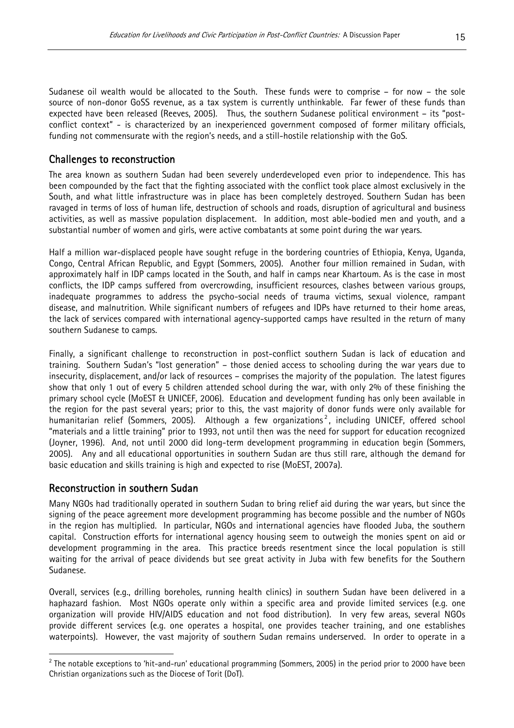Sudanese oil wealth would be allocated to the South. These funds were to comprise – for now – the sole source of non-donor GoSS revenue, as a tax system is currently unthinkable. Far fewer of these funds than expected have been released (Reeves, 2005). Thus, the southern Sudanese political environment – its "post-conflict context" - is characterized by an inexperienced government composed of former military officials, funding not commensurate with the region's needs, and a still-hostile relationship with the GoS.

## Challenges to reconstruction

The area known as southern Sudan had been severely underdeveloped even prior to independence. This has been compounded by the fact that the fighting associated with the conflict took place almost exclusively in the South, and what little infrastructure was in place has been completely destroyed. Southern Sudan has been ravaged in terms of loss of human life, destruction of schools and roads, disruption of agricultural and business activities, as well as massive population displacement. In addition, most able-bodied men and youth, and a substantial number of women and girls, were active combatants at some point during the war years.

Half a million war-displaced people have sought refuge in the bordering countries of Ethiopia, Kenya, Uganda, Congo, Central African Republic, and Egypt (Sommers, 2005). Another four million remained in Sudan, with approximately half in IDP camps located in the South, and half in camps near Khartoum. As is the case in most conflicts, the IDP camps suffered from overcrowding, insufficient resources, clashes between various groups, inadequate programmes to address the psycho-social needs of trauma victims, sexual violence, rampant disease, and malnutrition. While significant numbers of refugees and IDPs have returned to their home areas, the lack of services compared with international agency-supported camps have resulted in the return of many southern Sudanese to camps.

Finally, a significant challenge to reconstruction in post-conflict southern Sudan is lack of education and training. Southern Sudan's "lost generation" – those denied access to schooling during the war years due to insecurity, displacement, and/or lack of resources – comprises the majority of the population. The latest figures show that only 1 out of every 5 children attended school during the war, with only 2% of these finishing the primary school cycle (MoEST & UNICEF, 2006). Education and development funding has only been available in the region for the past several years; prior to this, the vast majority of donor funds were only available for humanitarian relief (Sommers, 2005). Although a few organizations[2], including UNICEF, offered school "materials and a little training" prior to 1993, not until then was the need for support for education recognized (Joyner, 1996). And, not until 2000 did long-term development programming in education begin (Sommers, 2005). Any and all educational opportunities in southern Sudan are thus still rare, although the demand for basic education and skills training is high and expected to rise (MoEST, 2007a).

## Reconstruction in southern Sudan

Many NGOs had traditionally operated in southern Sudan to bring relief aid during the war years, but since the signing of the peace agreement more development programming has become possible and the number of NGOs in the region has multiplied. In particular, NGOs and international agencies have flooded Juba, the southern capital. Construction efforts for international agency housing seem to outweigh the monies spent on aid or development programming in the area. This practice breeds resentment since the local population is still waiting for the arrival of peace dividends but see great activity in Juba with few benefits for the Southern Sudanese.

Overall, services (e.g., drilling boreholes, running health clinics) in southern Sudan have been delivered in a haphazard fashion. Most NGOs operate only within a specific area and provide limited services (e.g. one organization will provide HIV/AIDS education and not food distribution). In very few areas, several NGOs provide different services (e.g. one operates a hospital, one provides teacher training, and one establishes waterpoints). However, the vast majority of southern Sudan remains underserved. In order to operate in a

---

[2] The notable exceptions to 'hit-and-run' educational programming (Sommers, 2005) in the period prior to 2000 have been Christian organizations such as the Diocese of Torit (DoT).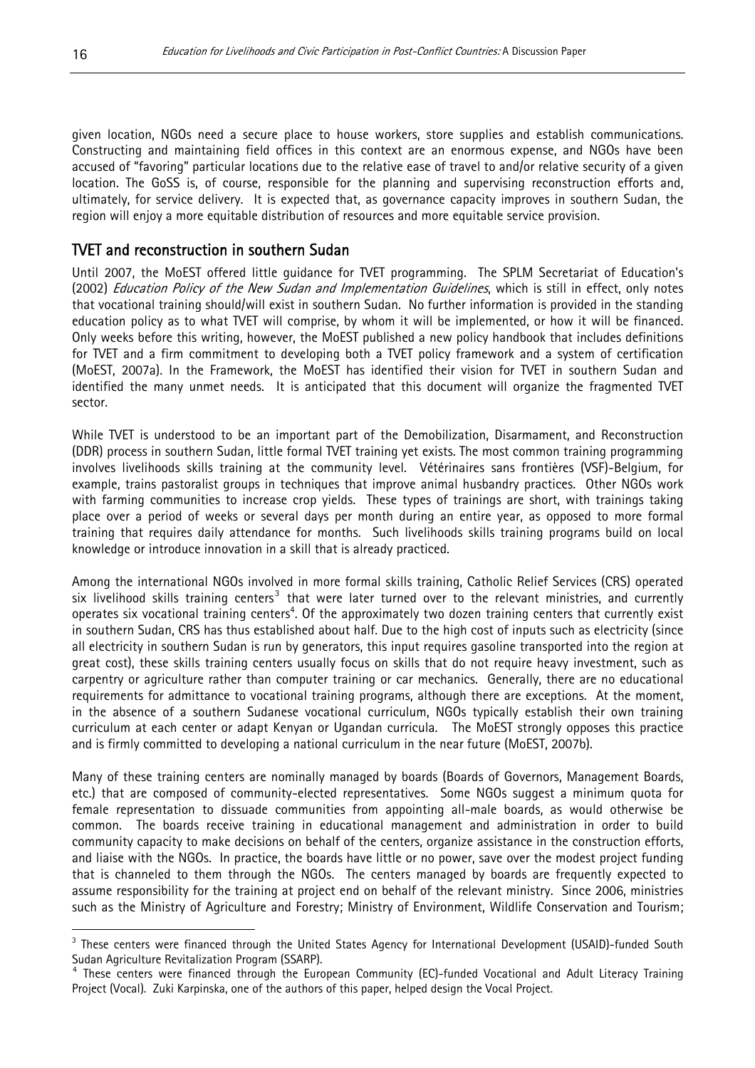given location, NGOs need a secure place to house workers, store supplies and establish communications. Constructing and maintaining field offices in this context are an enormous expense, and NGOs have been accused of "favoring" particular locations due to the relative ease of travel to and/or relative security of a given location. The GoSS is, of course, responsible for the planning and supervising reconstruction efforts and, ultimately, for service delivery. It is expected that, as governance capacity improves in southern Sudan, the region will enjoy a more equitable distribution of resources and more equitable service provision.

## TVET and reconstruction in southern Sudan

Until 2007, the MoEST offered little guidance for TVET programming. The SPLM Secretariat of Education's (2002) *Education Policy of the New Sudan and Implementation Guidelines*, which is still in effect, only notes that vocational training should/will exist in southern Sudan. No further information is provided in the standing education policy as to what TVET will comprise, by whom it will be implemented, or how it will be financed. Only weeks before this writing, however, the MoEST published a new policy handbook that includes definitions for TVET and a firm commitment to developing both a TVET policy framework and a system of certification (MoEST, 2007a). In the Framework, the MoEST has identified their vision for TVET in southern Sudan and identified the many unmet needs. It is anticipated that this document will organize the fragmented TVET sector.

While TVET is understood to be an important part of the Demobilization, Disarmament, and Reconstruction (DDR) process in southern Sudan, little formal TVET training yet exists. The most common training programming involves livelihoods skills training at the community level. Vétérinaires sans frontières (VSF)-Belgium, for example, trains pastoralist groups in techniques that improve animal husbandry practices. Other NGOs work with farming communities to increase crop yields. These types of trainings are short, with trainings taking place over a period of weeks or several days per month during an entire year, as opposed to more formal training that requires daily attendance for months. Such livelihoods skills training programs build on local knowledge or introduce innovation in a skill that is already practiced.

Among the international NGOs involved in more formal skills training, Catholic Relief Services (CRS) operated six livelihood skills training centers[3] that were later turned over to the relevant ministries, and currently operates six vocational training centers[4]. Of the approximately two dozen training centers that currently exist in southern Sudan, CRS has thus established about half. Due to the high cost of inputs such as electricity (since all electricity in southern Sudan is run by generators, this input requires gasoline transported into the region at great cost), these skills training centers usually focus on skills that do not require heavy investment, such as carpentry or agriculture rather than computer training or car mechanics. Generally, there are no educational requirements for admittance to vocational training programs, although there are exceptions. At the moment, in the absence of a southern Sudanese vocational curriculum, NGOs typically establish their own training curriculum at each center or adapt Kenyan or Ugandan curricula. The MoEST strongly opposes this practice and is firmly committed to developing a national curriculum in the near future (MoEST, 2007b).

Many of these training centers are nominally managed by boards (Boards of Governors, Management Boards, etc.) that are composed of community-elected representatives. Some NGOs suggest a minimum quota for female representation to dissuade communities from appointing all-male boards, as would otherwise be common. The boards receive training in educational management and administration in order to build community capacity to make decisions on behalf of the centers, organize assistance in the construction efforts, and liaise with the NGOs. In practice, the boards have little or no power, save over the modest project funding that is channeled to them through the NGOs. The centers managed by boards are frequently expected to assume responsibility for the training at project end on behalf of the relevant ministry. Since 2006, ministries such as the Ministry of Agriculture and Forestry; Ministry of Environment, Wildlife Conservation and Tourism;

---

[3] These centers were financed through the United States Agency for International Development (USAID)-funded South Sudan Agriculture Revitalization Program (SSARP).

[4] These centers were financed through the European Community (EC)-funded Vocational and Adult Literacy Training Project (Vocal). Zuki Karpinska, one of the authors of this paper, helped design the Vocal Project.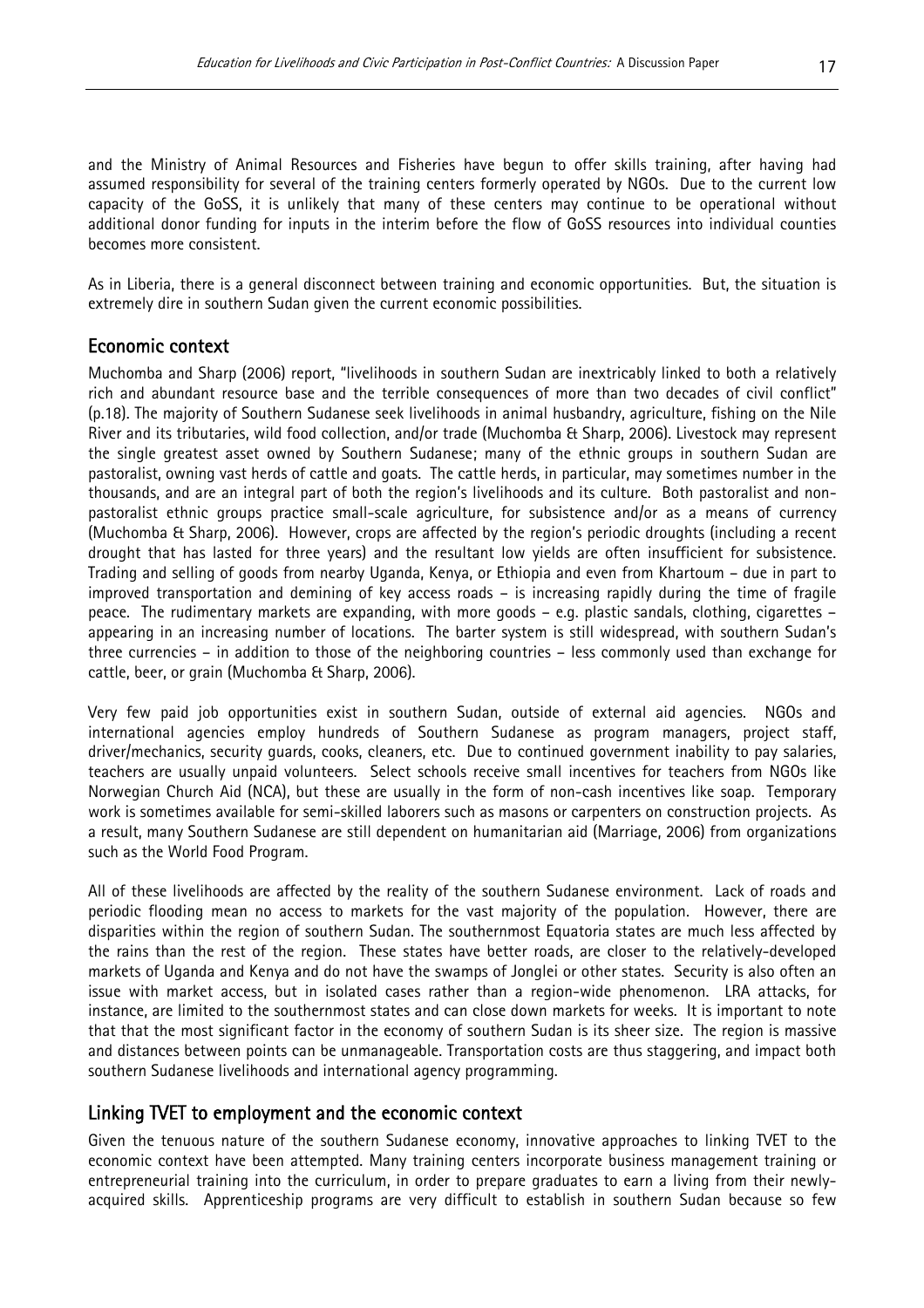and the Ministry of Animal Resources and Fisheries have begun to offer skills training, after having had assumed responsibility for several of the training centers formerly operated by NGOs. Due to the current low capacity of the GoSS, it is unlikely that many of these centers may continue to be operational without additional donor funding for inputs in the interim before the flow of GoSS resources into individual counties becomes more consistent.

As in Liberia, there is a general disconnect between training and economic opportunities. But, the situation is extremely dire in southern Sudan given the current economic possibilities.

## Economic context

Muchomba and Sharp (2006) report, "livelihoods in southern Sudan are inextricably linked to both a relatively rich and abundant resource base and the terrible consequences of more than two decades of civil conflict" (p.18). The majority of Southern Sudanese seek livelihoods in animal husbandry, agriculture, fishing on the Nile River and its tributaries, wild food collection, and/or trade (Muchomba & Sharp, 2006). Livestock may represent the single greatest asset owned by Southern Sudanese; many of the ethnic groups in southern Sudan are pastoralist, owning vast herds of cattle and goats. The cattle herds, in particular, may sometimes number in the thousands, and are an integral part of both the region's livelihoods and its culture. Both pastoralist and non-pastoralist ethnic groups practice small-scale agriculture, for subsistence and/or as a means of currency (Muchomba & Sharp, 2006). However, crops are affected by the region's periodic droughts (including a recent drought that has lasted for three years) and the resultant low yields are often insufficient for subsistence. Trading and selling of goods from nearby Uganda, Kenya, or Ethiopia and even from Khartoum – due in part to improved transportation and demining of key access roads – is increasing rapidly during the time of fragile peace. The rudimentary markets are expanding, with more goods – e.g. plastic sandals, clothing, cigarettes – appearing in an increasing number of locations. The barter system is still widespread, with southern Sudan's three currencies – in addition to those of the neighboring countries – less commonly used than exchange for cattle, beer, or grain (Muchomba & Sharp, 2006).

Very few paid job opportunities exist in southern Sudan, outside of external aid agencies. NGOs and international agencies employ hundreds of Southern Sudanese as program managers, project staff, driver/mechanics, security guards, cooks, cleaners, etc. Due to continued government inability to pay salaries, teachers are usually unpaid volunteers. Select schools receive small incentives for teachers from NGOs like Norwegian Church Aid (NCA), but these are usually in the form of non-cash incentives like soap. Temporary work is sometimes available for semi-skilled laborers such as masons or carpenters on construction projects. As a result, many Southern Sudanese are still dependent on humanitarian aid (Marriage, 2006) from organizations such as the World Food Program.

All of these livelihoods are affected by the reality of the southern Sudanese environment. Lack of roads and periodic flooding mean no access to markets for the vast majority of the population. However, there are disparities within the region of southern Sudan. The southernmost Equatoria states are much less affected by the rains than the rest of the region. These states have better roads, are closer to the relatively-developed markets of Uganda and Kenya and do not have the swamps of Jonglei or other states. Security is also often an issue with market access, but in isolated cases rather than a region-wide phenomenon. LRA attacks, for instance, are limited to the southernmost states and can close down markets for weeks. It is important to note that that the most significant factor in the economy of southern Sudan is its sheer size. The region is massive and distances between points can be unmanageable. Transportation costs are thus staggering, and impact both southern Sudanese livelihoods and international agency programming.

## Linking TVET to employment and the economic context

Given the tenuous nature of the southern Sudanese economy, innovative approaches to linking TVET to the economic context have been attempted. Many training centers incorporate business management training or entrepreneurial training into the curriculum, in order to prepare graduates to earn a living from their newly-acquired skills. Apprenticeship programs are very difficult to establish in southern Sudan because so few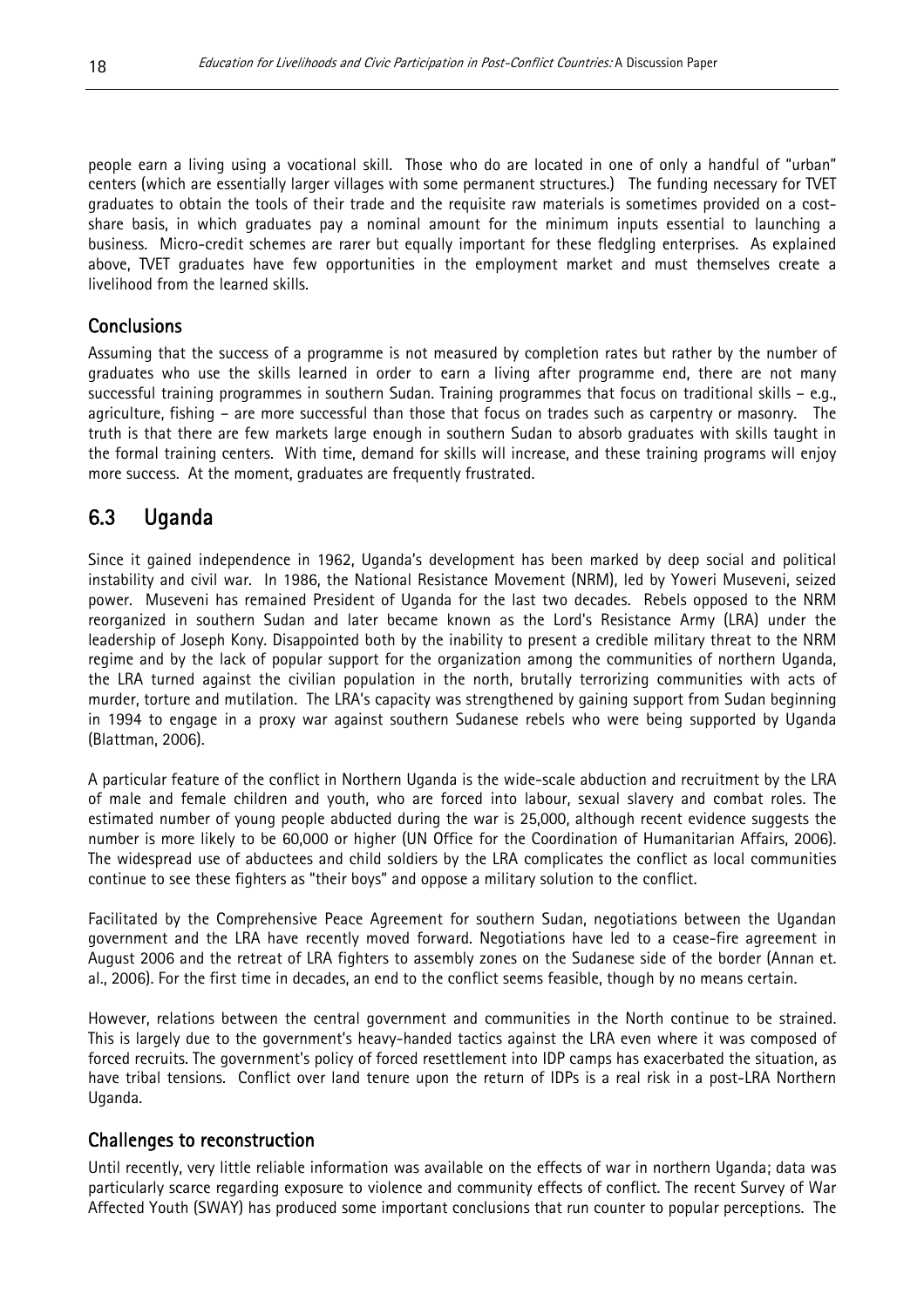people earn a living using a vocational skill. Those who do are located in one of only a handful of "urban" centers (which are essentially larger villages with some permanent structures.) The funding necessary for TVET graduates to obtain the tools of their trade and the requisite raw materials is sometimes provided on a cost-share basis, in which graduates pay a nominal amount for the minimum inputs essential to launching a business. Micro-credit schemes are rarer but equally important for these fledgling enterprises. As explained above, TVET graduates have few opportunities in the employment market and must themselves create a livelihood from the learned skills.

### Conclusions

Assuming that the success of a programme is not measured by completion rates but rather by the number of graduates who use the skills learned in order to earn a living after programme end, there are not many successful training programmes in southern Sudan. Training programmes that focus on traditional skills – e.g., agriculture, fishing – are more successful than those that focus on trades such as carpentry or masonry. The truth is that there are few markets large enough in southern Sudan to absorb graduates with skills taught in the formal training centers. With time, demand for skills will increase, and these training programs will enjoy more success. At the moment, graduates are frequently frustrated.

## 6.3 Uganda

Since it gained independence in 1962, Uganda's development has been marked by deep social and political instability and civil war. In 1986, the National Resistance Movement (NRM), led by Yoweri Museveni, seized power. Museveni has remained President of Uganda for the last two decades. Rebels opposed to the NRM reorganized in southern Sudan and later became known as the Lord's Resistance Army (LRA) under the leadership of Joseph Kony. Disappointed both by the inability to present a credible military threat to the NRM regime and by the lack of popular support for the organization among the communities of northern Uganda, the LRA turned against the civilian population in the north, brutally terrorizing communities with acts of murder, torture and mutilation. The LRA's capacity was strengthened by gaining support from Sudan beginning in 1994 to engage in a proxy war against southern Sudanese rebels who were being supported by Uganda (Blattman, 2006).

A particular feature of the conflict in Northern Uganda is the wide-scale abduction and recruitment by the LRA of male and female children and youth, who are forced into labour, sexual slavery and combat roles. The estimated number of young people abducted during the war is 25,000, although recent evidence suggests the number is more likely to be 60,000 or higher (UN Office for the Coordination of Humanitarian Affairs, 2006). The widespread use of abductees and child soldiers by the LRA complicates the conflict as local communities continue to see these fighters as "their boys" and oppose a military solution to the conflict.

Facilitated by the Comprehensive Peace Agreement for southern Sudan, negotiations between the Ugandan government and the LRA have recently moved forward. Negotiations have led to a cease-fire agreement in August 2006 and the retreat of LRA fighters to assembly zones on the Sudanese side of the border (Annan et. al., 2006). For the first time in decades, an end to the conflict seems feasible, though by no means certain.

However, relations between the central government and communities in the North continue to be strained. This is largely due to the government's heavy-handed tactics against the LRA even where it was composed of forced recruits. The government's policy of forced resettlement into IDP camps has exacerbated the situation, as have tribal tensions. Conflict over land tenure upon the return of IDPs is a real risk in a post-LRA Northern Uganda.

### Challenges to reconstruction

Until recently, very little reliable information was available on the effects of war in northern Uganda; data was particularly scarce regarding exposure to violence and community effects of conflict. The recent Survey of War Affected Youth (SWAY) has produced some important conclusions that run counter to popular perceptions. The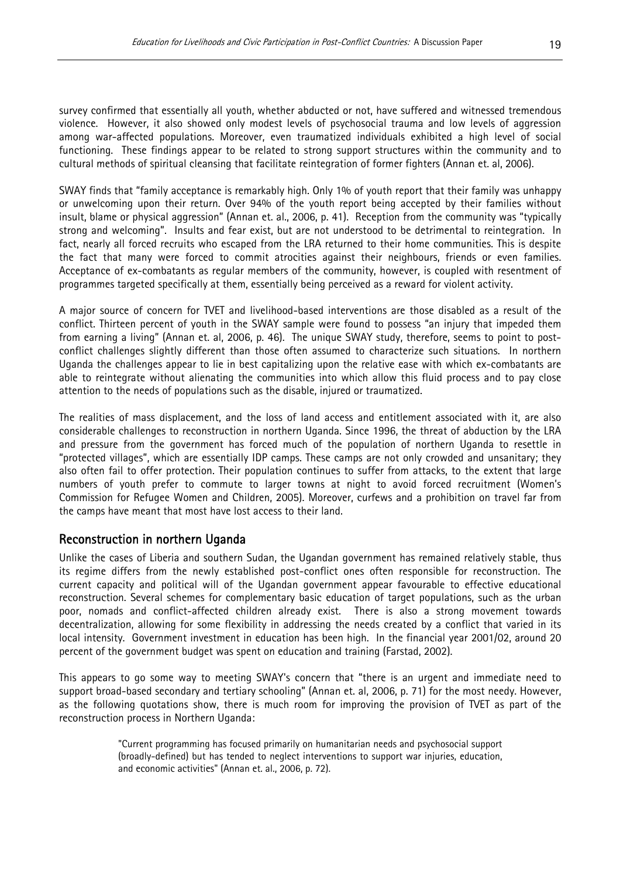survey confirmed that essentially all youth, whether abducted or not, have suffered and witnessed tremendous violence. However, it also showed only modest levels of psychosocial trauma and low levels of aggression among war-affected populations. Moreover, even traumatized individuals exhibited a high level of social functioning. These findings appear to be related to strong support structures within the community and to cultural methods of spiritual cleansing that facilitate reintegration of former fighters (Annan et. al, 2006).

SWAY finds that "family acceptance is remarkably high. Only 1% of youth report that their family was unhappy or unwelcoming upon their return. Over 94% of the youth report being accepted by their families without insult, blame or physical aggression" (Annan et. al., 2006, p. 41). Reception from the community was "typically strong and welcoming". Insults and fear exist, but are not understood to be detrimental to reintegration. In fact, nearly all forced recruits who escaped from the LRA returned to their home communities. This is despite the fact that many were forced to commit atrocities against their neighbours, friends or even families. Acceptance of ex-combatants as regular members of the community, however, is coupled with resentment of programmes targeted specifically at them, essentially being perceived as a reward for violent activity.

A major source of concern for TVET and livelihood-based interventions are those disabled as a result of the conflict. Thirteen percent of youth in the SWAY sample were found to possess "an injury that impeded them from earning a living" (Annan et. al, 2006, p. 46). The unique SWAY study, therefore, seems to point to post-conflict challenges slightly different than those often assumed to characterize such situations. In northern Uganda the challenges appear to lie in best capitalizing upon the relative ease with which ex-combatants are able to reintegrate without alienating the communities into which allow this fluid process and to pay close attention to the needs of populations such as the disable, injured or traumatized.

The realities of mass displacement, and the loss of land access and entitlement associated with it, are also considerable challenges to reconstruction in northern Uganda. Since 1996, the threat of abduction by the LRA and pressure from the government has forced much of the population of northern Uganda to resettle in "protected villages", which are essentially IDP camps. These camps are not only crowded and unsanitary; they also often fail to offer protection. Their population continues to suffer from attacks, to the extent that large numbers of youth prefer to commute to larger towns at night to avoid forced recruitment (Women's Commission for Refugee Women and Children, 2005). Moreover, curfews and a prohibition on travel far from the camps have meant that most have lost access to their land.

## Reconstruction in northern Uganda

Unlike the cases of Liberia and southern Sudan, the Ugandan government has remained relatively stable, thus its regime differs from the newly established post-conflict ones often responsible for reconstruction. The current capacity and political will of the Ugandan government appear favourable to effective educational reconstruction. Several schemes for complementary basic education of target populations, such as the urban poor, nomads and conflict-affected children already exist. There is also a strong movement towards decentralization, allowing for some flexibility in addressing the needs created by a conflict that varied in its local intensity. Government investment in education has been high. In the financial year 2001/02, around 20 percent of the government budget was spent on education and training (Farstad, 2002).

This appears to go some way to meeting SWAY's concern that "there is an urgent and immediate need to support broad-based secondary and tertiary schooling" (Annan et. al, 2006, p. 71) for the most needy. However, as the following quotations show, there is much room for improving the provision of TVET as part of the reconstruction process in Northern Uganda:

> "Current programming has focused primarily on humanitarian needs and psychosocial support (broadly-defined) but has tended to neglect interventions to support war injuries, education, and economic activities" (Annan et. al., 2006, p. 72).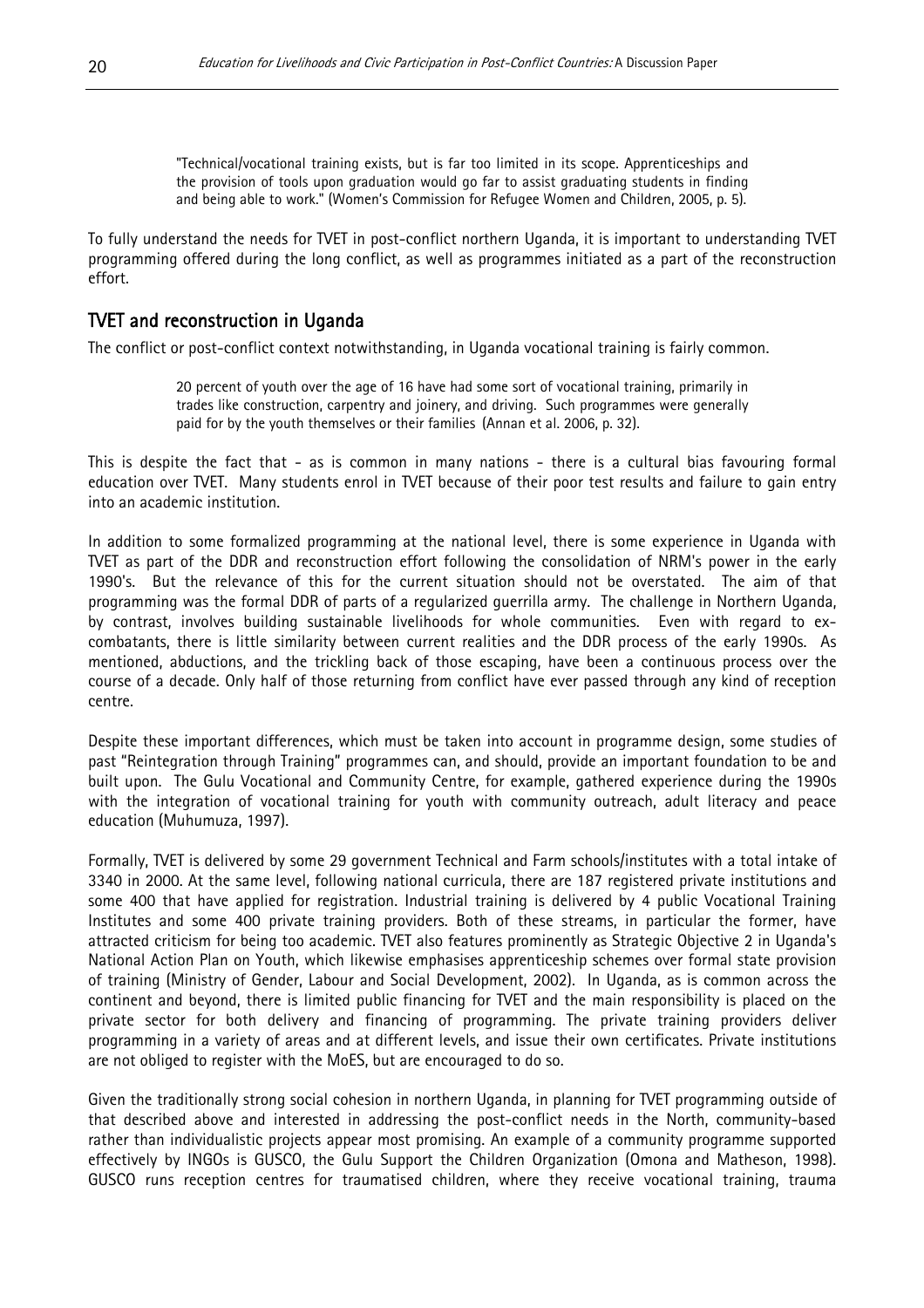> "Technical/vocational training exists, but is far too limited in its scope. Apprenticeships and the provision of tools upon graduation would go far to assist graduating students in finding and being able to work." (Women's Commission for Refugee Women and Children, 2005, p. 5).

To fully understand the needs for TVET in post-conflict northern Uganda, it is important to understanding TVET programming offered during the long conflict, as well as programmes initiated as a part of the reconstruction effort.

## TVET and reconstruction in Uganda

The conflict or post-conflict context notwithstanding, in Uganda vocational training is fairly common.

> 20 percent of youth over the age of 16 have had some sort of vocational training, primarily in trades like construction, carpentry and joinery, and driving. Such programmes were generally paid for by the youth themselves or their families (Annan et al. 2006, p. 32).

This is despite the fact that - as is common in many nations - there is a cultural bias favouring formal education over TVET. Many students enrol in TVET because of their poor test results and failure to gain entry into an academic institution.

In addition to some formalized programming at the national level, there is some experience in Uganda with TVET as part of the DDR and reconstruction effort following the consolidation of NRM's power in the early 1990's. But the relevance of this for the current situation should not be overstated. The aim of that programming was the formal DDR of parts of a regularized guerrilla army. The challenge in Northern Uganda, by contrast, involves building sustainable livelihoods for whole communities. Even with regard to ex-combatants, there is little similarity between current realities and the DDR process of the early 1990s. As mentioned, abductions, and the trickling back of those escaping, have been a continuous process over the course of a decade. Only half of those returning from conflict have ever passed through any kind of reception centre.

Despite these important differences, which must be taken into account in programme design, some studies of past "Reintegration through Training" programmes can, and should, provide an important foundation to be and built upon. The Gulu Vocational and Community Centre, for example, gathered experience during the 1990s with the integration of vocational training for youth with community outreach, adult literacy and peace education (Muhumuza, 1997).

Formally, TVET is delivered by some 29 government Technical and Farm schools/institutes with a total intake of 3340 in 2000. At the same level, following national curricula, there are 187 registered private institutions and some 400 that have applied for registration. Industrial training is delivered by 4 public Vocational Training Institutes and some 400 private training providers. Both of these streams, in particular the former, have attracted criticism for being too academic. TVET also features prominently as Strategic Objective 2 in Uganda's National Action Plan on Youth, which likewise emphasises apprenticeship schemes over formal state provision of training (Ministry of Gender, Labour and Social Development, 2002). In Uganda, as is common across the continent and beyond, there is limited public financing for TVET and the main responsibility is placed on the private sector for both delivery and financing of programming. The private training providers deliver programming in a variety of areas and at different levels, and issue their own certificates. Private institutions are not obliged to register with the MoES, but are encouraged to do so.

Given the traditionally strong social cohesion in northern Uganda, in planning for TVET programming outside of that described above and interested in addressing the post-conflict needs in the North, community-based rather than individualistic projects appear most promising. An example of a community programme supported effectively by INGOs is GUSCO, the Gulu Support the Children Organization (Omona and Matheson, 1998). GUSCO runs reception centres for traumatised children, where they receive vocational training, trauma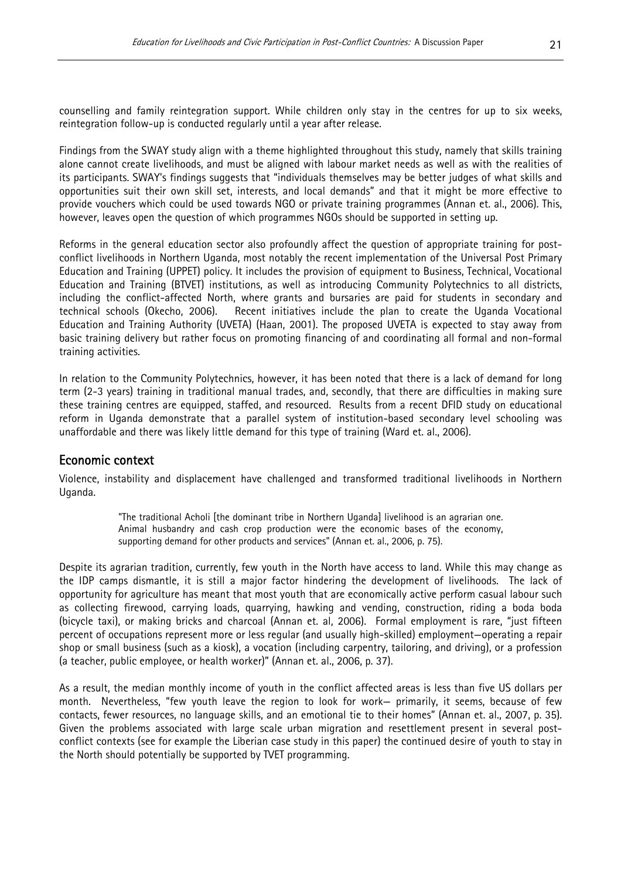counselling and family reintegration support. While children only stay in the centres for up to six weeks, reintegration follow-up is conducted regularly until a year after release.

Findings from the SWAY study align with a theme highlighted throughout this study, namely that skills training alone cannot create livelihoods, and must be aligned with labour market needs as well as with the realities of its participants. SWAY's findings suggests that "individuals themselves may be better judges of what skills and opportunities suit their own skill set, interests, and local demands" and that it might be more effective to provide vouchers which could be used towards NGO or private training programmes (Annan et. al., 2006). This, however, leaves open the question of which programmes NGOs should be supported in setting up.

Reforms in the general education sector also profoundly affect the question of appropriate training for post-conflict livelihoods in Northern Uganda, most notably the recent implementation of the Universal Post Primary Education and Training (UPPET) policy. It includes the provision of equipment to Business, Technical, Vocational Education and Training (BTVET) institutions, as well as introducing Community Polytechnics to all districts, including the conflict-affected North, where grants and bursaries are paid for students in secondary and technical schools (Okecho, 2006). Recent initiatives include the plan to create the Uganda Vocational Education and Training Authority (UVETA) (Haan, 2001). The proposed UVETA is expected to stay away from basic training delivery but rather focus on promoting financing of and coordinating all formal and non-formal training activities.

In relation to the Community Polytechnics, however, it has been noted that there is a lack of demand for long term (2-3 years) training in traditional manual trades, and, secondly, that there are difficulties in making sure these training centres are equipped, staffed, and resourced. Results from a recent DFID study on educational reform in Uganda demonstrate that a parallel system of institution-based secondary level schooling was unaffordable and there was likely little demand for this type of training (Ward et. al., 2006).

## Economic context

Violence, instability and displacement have challenged and transformed traditional livelihoods in Northern Uganda.

> "The traditional Acholi [the dominant tribe in Northern Uganda] livelihood is an agrarian one. Animal husbandry and cash crop production were the economic bases of the economy, supporting demand for other products and services" (Annan et. al., 2006, p. 75).

Despite its agrarian tradition, currently, few youth in the North have access to land. While this may change as the IDP camps dismantle, it is still a major factor hindering the development of livelihoods. The lack of opportunity for agriculture has meant that most youth that are economically active perform casual labour such as collecting firewood, carrying loads, quarrying, hawking and vending, construction, riding a boda boda (bicycle taxi), or making bricks and charcoal (Annan et. al, 2006). Formal employment is rare, "just fifteen percent of occupations represent more or less regular (and usually high-skilled) employment—operating a repair shop or small business (such as a kiosk), a vocation (including carpentry, tailoring, and driving), or a profession (a teacher, public employee, or health worker)" (Annan et. al., 2006, p. 37).

As a result, the median monthly income of youth in the conflict affected areas is less than five US dollars per month. Nevertheless, "few youth leave the region to look for work— primarily, it seems, because of few contacts, fewer resources, no language skills, and an emotional tie to their homes" (Annan et. al., 2007, p. 35). Given the problems associated with large scale urban migration and resettlement present in several post-conflict contexts (see for example the Liberian case study in this paper) the continued desire of youth to stay in the North should potentially be supported by TVET programming.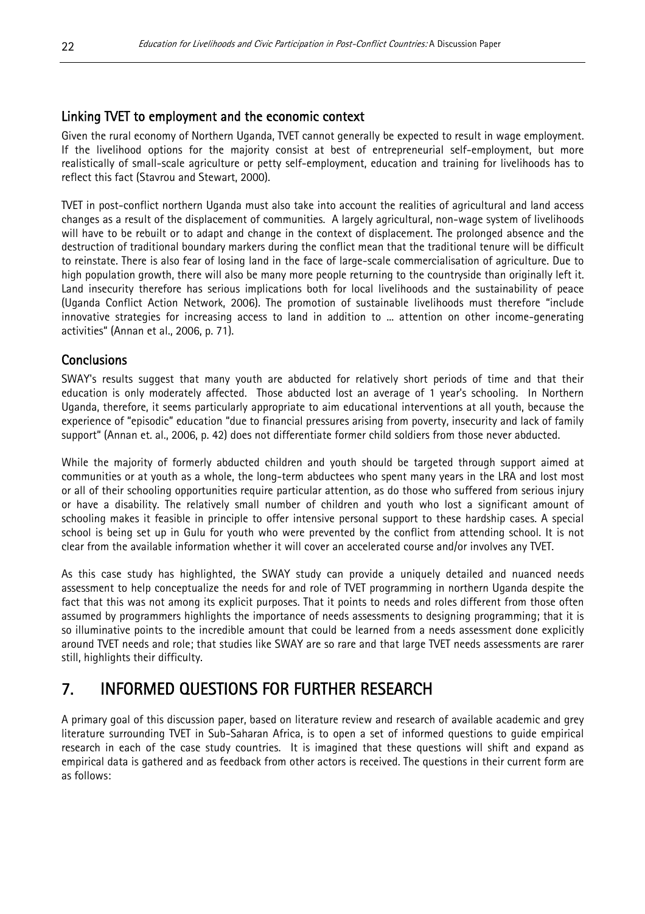### Linking TVET to employment and the economic context

Given the rural economy of Northern Uganda, TVET cannot generally be expected to result in wage employment. If the livelihood options for the majority consist at best of entrepreneurial self-employment, but more realistically of small-scale agriculture or petty self-employment, education and training for livelihoods has to reflect this fact (Stavrou and Stewart, 2000).

TVET in post-conflict northern Uganda must also take into account the realities of agricultural and land access changes as a result of the displacement of communities. A largely agricultural, non-wage system of livelihoods will have to be rebuilt or to adapt and change in the context of displacement. The prolonged absence and the destruction of traditional boundary markers during the conflict mean that the traditional tenure will be difficult to reinstate. There is also fear of losing land in the face of large-scale commercialisation of agriculture. Due to high population growth, there will also be many more people returning to the countryside than originally left it. Land insecurity therefore has serious implications both for local livelihoods and the sustainability of peace (Uganda Conflict Action Network, 2006). The promotion of sustainable livelihoods must therefore "include innovative strategies for increasing access to land in addition to ... attention on other income-generating activities" (Annan et al., 2006, p. 71).

### Conclusions

SWAY's results suggest that many youth are abducted for relatively short periods of time and that their education is only moderately affected. Those abducted lost an average of 1 year's schooling. In Northern Uganda, therefore, it seems particularly appropriate to aim educational interventions at all youth, because the experience of "episodic" education "due to financial pressures arising from poverty, insecurity and lack of family support" (Annan et. al., 2006, p. 42) does not differentiate former child soldiers from those never abducted.

While the majority of formerly abducted children and youth should be targeted through support aimed at communities or at youth as a whole, the long-term abductees who spent many years in the LRA and lost most or all of their schooling opportunities require particular attention, as do those who suffered from serious injury or have a disability. The relatively small number of children and youth who lost a significant amount of schooling makes it feasible in principle to offer intensive personal support to these hardship cases. A special school is being set up in Gulu for youth who were prevented by the conflict from attending school. It is not clear from the available information whether it will cover an accelerated course and/or involves any TVET.

As this case study has highlighted, the SWAY study can provide a uniquely detailed and nuanced needs assessment to help conceptualize the needs for and role of TVET programming in northern Uganda despite the fact that this was not among its explicit purposes. That it points to needs and roles different from those often assumed by programmers highlights the importance of needs assessments to designing programming; that it is so illuminative points to the incredible amount that could be learned from a needs assessment done explicitly around TVET needs and role; that studies like SWAY are so rare and that large TVET needs assessments are rarer still, highlights their difficulty.

## 7. INFORMED QUESTIONS FOR FURTHER RESEARCH

A primary goal of this discussion paper, based on literature review and research of available academic and grey literature surrounding TVET in Sub-Saharan Africa, is to open a set of informed questions to guide empirical research in each of the case study countries. It is imagined that these questions will shift and expand as empirical data is gathered and as feedback from other actors is received. The questions in their current form are as follows: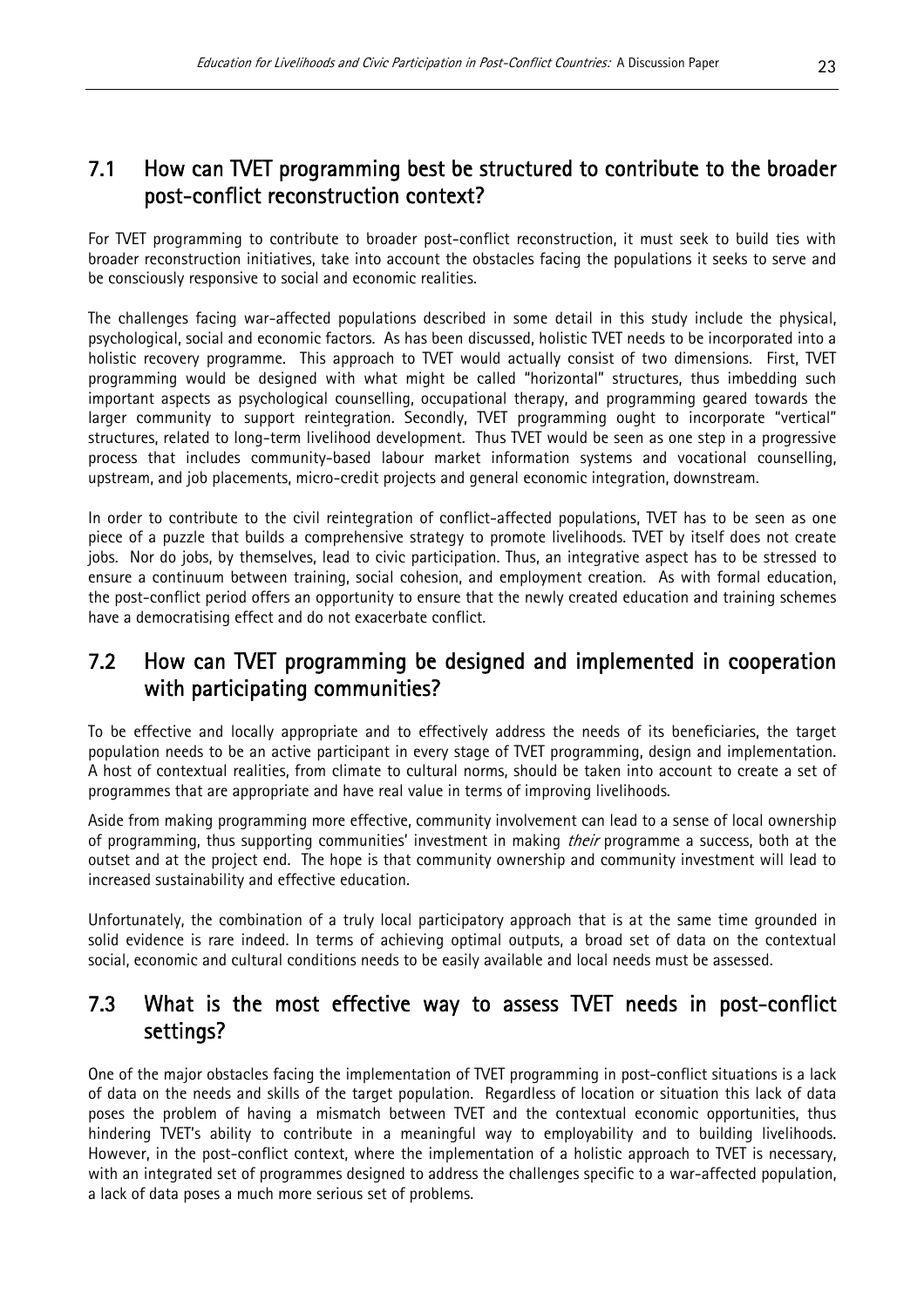## 7.1 How can TVET programming best be structured to contribute to the broader post-conflict reconstruction context?

For TVET programming to contribute to broader post-conflict reconstruction, it must seek to build ties with broader reconstruction initiatives, take into account the obstacles facing the populations it seeks to serve and be consciously responsive to social and economic realities.

The challenges facing war-affected populations described in some detail in this study include the physical, psychological, social and economic factors. As has been discussed, holistic TVET needs to be incorporated into a holistic recovery programme. This approach to TVET would actually consist of two dimensions. First, TVET programming would be designed with what might be called "horizontal" structures, thus imbedding such important aspects as psychological counselling, occupational therapy, and programming geared towards the larger community to support reintegration. Secondly, TVET programming ought to incorporate "vertical" structures, related to long-term livelihood development. Thus TVET would be seen as one step in a progressive process that includes community-based labour market information systems and vocational counselling, upstream, and job placements, micro-credit projects and general economic integration, downstream.

In order to contribute to the civil reintegration of conflict-affected populations, TVET has to be seen as one piece of a puzzle that builds a comprehensive strategy to promote livelihoods. TVET by itself does not create jobs. Nor do jobs, by themselves, lead to civic participation. Thus, an integrative aspect has to be stressed to ensure a continuum between training, social cohesion, and employment creation. As with formal education, the post-conflict period offers an opportunity to ensure that the newly created education and training schemes have a democratising effect and do not exacerbate conflict.

## 7.2 How can TVET programming be designed and implemented in cooperation with participating communities?

To be effective and locally appropriate and to effectively address the needs of its beneficiaries, the target population needs to be an active participant in every stage of TVET programming, design and implementation. A host of contextual realities, from climate to cultural norms, should be taken into account to create a set of programmes that are appropriate and have real value in terms of improving livelihoods.

Aside from making programming more effective, community involvement can lead to a sense of local ownership of programming, thus supporting communities' investment in making *their* programme a success, both at the outset and at the project end. The hope is that community ownership and community investment will lead to increased sustainability and effective education.

Unfortunately, the combination of a truly local participatory approach that is at the same time grounded in solid evidence is rare indeed. In terms of achieving optimal outputs, a broad set of data on the contextual social, economic and cultural conditions needs to be easily available and local needs must be assessed.

## 7.3 What is the most effective way to assess TVET needs in post-conflict settings?

One of the major obstacles facing the implementation of TVET programming in post-conflict situations is a lack of data on the needs and skills of the target population. Regardless of location or situation this lack of data poses the problem of having a mismatch between TVET and the contextual economic opportunities, thus hindering TVET's ability to contribute in a meaningful way to employability and to building livelihoods. However, in the post-conflict context, where the implementation of a holistic approach to TVET is necessary, with an integrated set of programmes designed to address the challenges specific to a war-affected population, a lack of data poses a much more serious set of problems.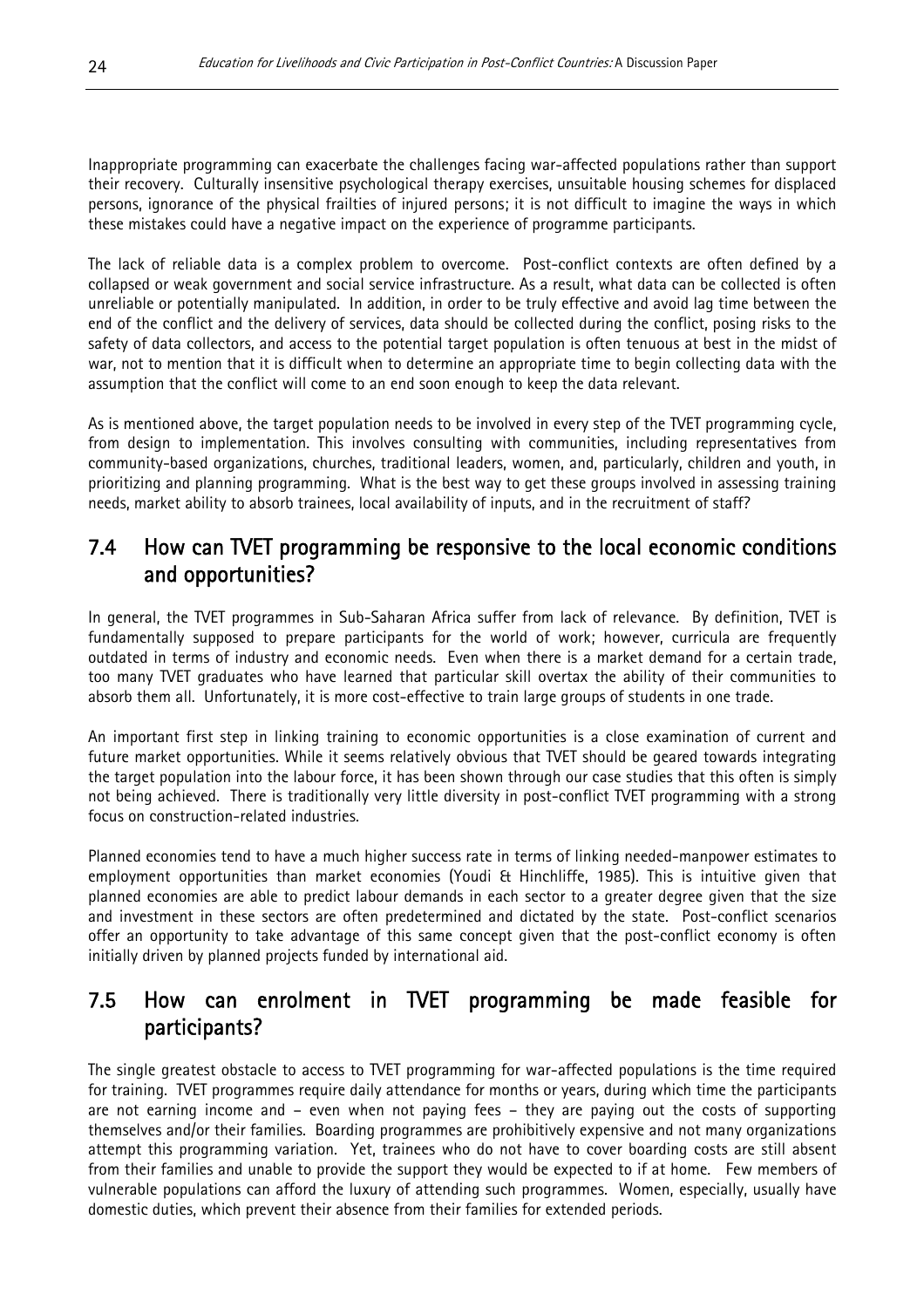Inappropriate programming can exacerbate the challenges facing war-affected populations rather than support their recovery. Culturally insensitive psychological therapy exercises, unsuitable housing schemes for displaced persons, ignorance of the physical frailties of injured persons; it is not difficult to imagine the ways in which these mistakes could have a negative impact on the experience of programme participants.

The lack of reliable data is a complex problem to overcome. Post-conflict contexts are often defined by a collapsed or weak government and social service infrastructure. As a result, what data can be collected is often unreliable or potentially manipulated. In addition, in order to be truly effective and avoid lag time between the end of the conflict and the delivery of services, data should be collected during the conflict, posing risks to the safety of data collectors, and access to the potential target population is often tenuous at best in the midst of war, not to mention that it is difficult when to determine an appropriate time to begin collecting data with the assumption that the conflict will come to an end soon enough to keep the data relevant.

As is mentioned above, the target population needs to be involved in every step of the TVET programming cycle, from design to implementation. This involves consulting with communities, including representatives from community-based organizations, churches, traditional leaders, women, and, particularly, children and youth, in prioritizing and planning programming. What is the best way to get these groups involved in assessing training needs, market ability to absorb trainees, local availability of inputs, and in the recruitment of staff?

## 7.4 How can TVET programming be responsive to the local economic conditions and opportunities?

In general, the TVET programmes in Sub-Saharan Africa suffer from lack of relevance. By definition, TVET is fundamentally supposed to prepare participants for the world of work; however, curricula are frequently outdated in terms of industry and economic needs. Even when there is a market demand for a certain trade, too many TVET graduates who have learned that particular skill overtax the ability of their communities to absorb them all. Unfortunately, it is more cost-effective to train large groups of students in one trade.

An important first step in linking training to economic opportunities is a close examination of current and future market opportunities. While it seems relatively obvious that TVET should be geared towards integrating the target population into the labour force, it has been shown through our case studies that this often is simply not being achieved. There is traditionally very little diversity in post-conflict TVET programming with a strong focus on construction-related industries.

Planned economies tend to have a much higher success rate in terms of linking needed-manpower estimates to employment opportunities than market economies (Youdi & Hinchliffe, 1985). This is intuitive given that planned economies are able to predict labour demands in each sector to a greater degree given that the size and investment in these sectors are often predetermined and dictated by the state. Post-conflict scenarios offer an opportunity to take advantage of this same concept given that the post-conflict economy is often initially driven by planned projects funded by international aid.

## 7.5 How can enrolment in TVET programming be made feasible for participants?

The single greatest obstacle to access to TVET programming for war-affected populations is the time required for training. TVET programmes require daily attendance for months or years, during which time the participants are not earning income and – even when not paying fees – they are paying out the costs of supporting themselves and/or their families. Boarding programmes are prohibitively expensive and not many organizations attempt this programming variation. Yet, trainees who do not have to cover boarding costs are still absent from their families and unable to provide the support they would be expected to if at home. Few members of vulnerable populations can afford the luxury of attending such programmes. Women, especially, usually have domestic duties, which prevent their absence from their families for extended periods.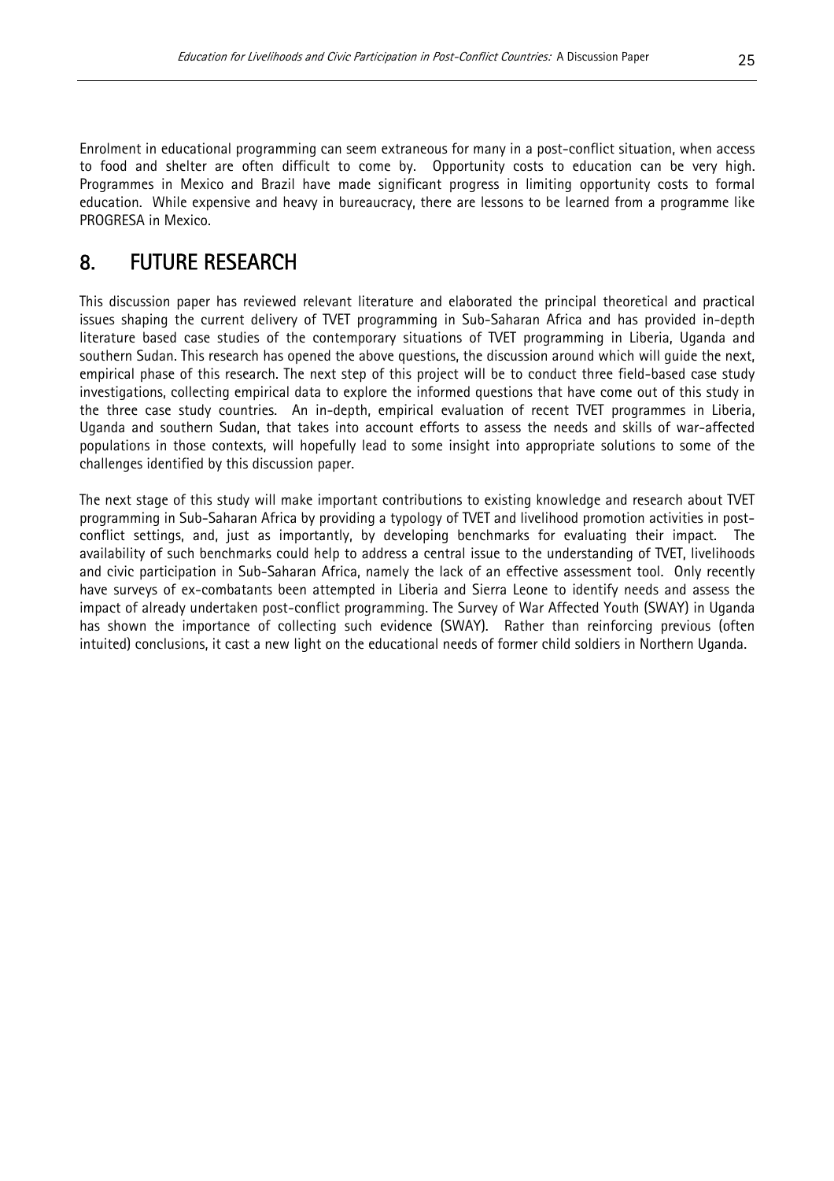Enrolment in educational programming can seem extraneous for many in a post-conflict situation, when access to food and shelter are often difficult to come by. Opportunity costs to education can be very high. Programmes in Mexico and Brazil have made significant progress in limiting opportunity costs to formal education. While expensive and heavy in bureaucracy, there are lessons to be learned from a programme like PROGRESA in Mexico.

## 8. FUTURE RESEARCH

This discussion paper has reviewed relevant literature and elaborated the principal theoretical and practical issues shaping the current delivery of TVET programming in Sub-Saharan Africa and has provided in-depth literature based case studies of the contemporary situations of TVET programming in Liberia, Uganda and southern Sudan. This research has opened the above questions, the discussion around which will guide the next, empirical phase of this research. The next step of this project will be to conduct three field-based case study investigations, collecting empirical data to explore the informed questions that have come out of this study in the three case study countries. An in-depth, empirical evaluation of recent TVET programmes in Liberia, Uganda and southern Sudan, that takes into account efforts to assess the needs and skills of war-affected populations in those contexts, will hopefully lead to some insight into appropriate solutions to some of the challenges identified by this discussion paper.

The next stage of this study will make important contributions to existing knowledge and research about TVET programming in Sub-Saharan Africa by providing a typology of TVET and livelihood promotion activities in post-conflict settings, and, just as importantly, by developing benchmarks for evaluating their impact. The availability of such benchmarks could help to address a central issue to the understanding of TVET, livelihoods and civic participation in Sub-Saharan Africa, namely the lack of an effective assessment tool. Only recently have surveys of ex-combatants been attempted in Liberia and Sierra Leone to identify needs and assess the impact of already undertaken post-conflict programming. The Survey of War Affected Youth (SWAY) in Uganda has shown the importance of collecting such evidence (SWAY). Rather than reinforcing previous (often intuited) conclusions, it cast a new light on the educational needs of former child soldiers in Northern Uganda.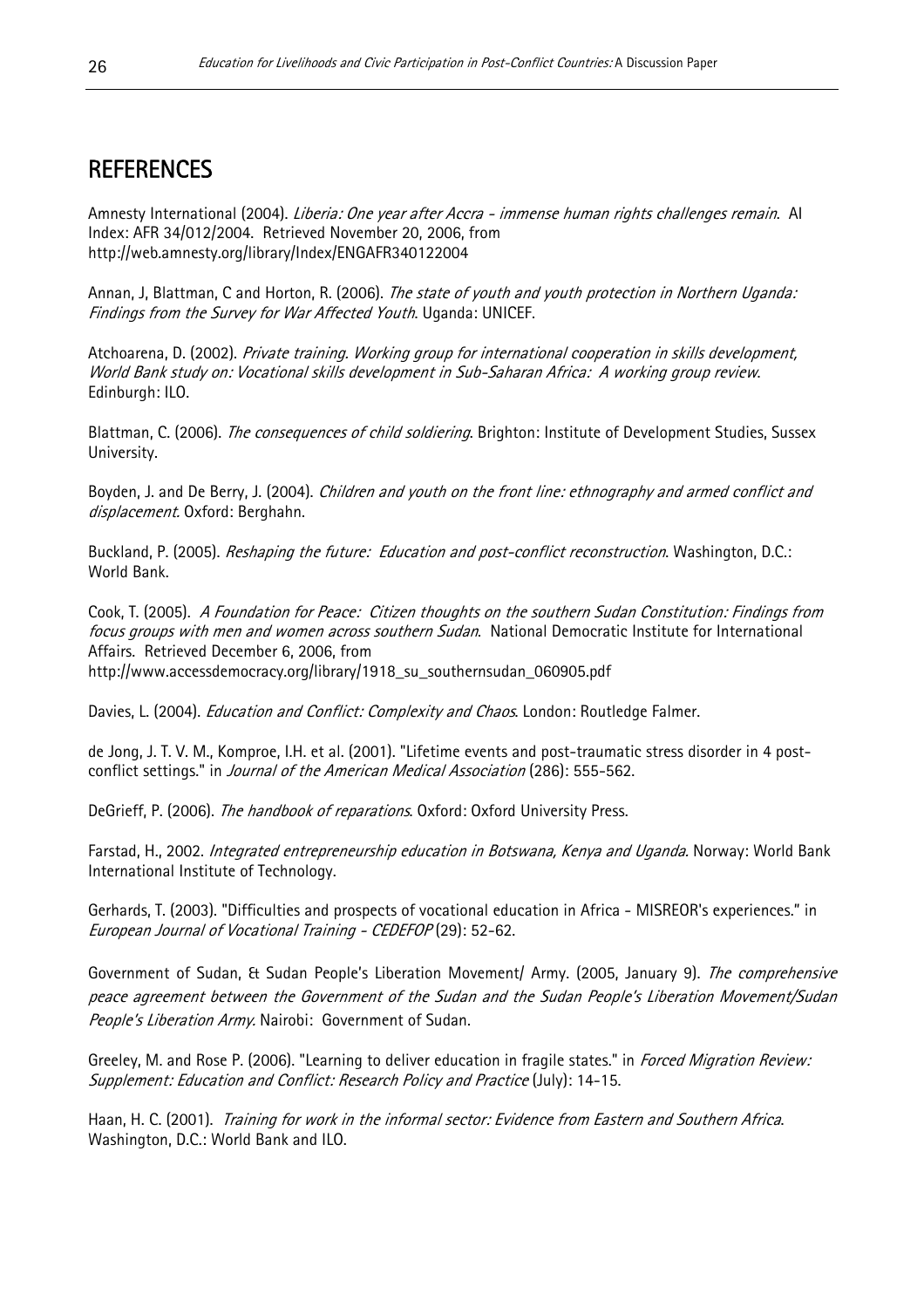## REFERENCES

Amnesty International (2004). *Liberia: One year after Accra - immense human rights challenges remain*. AI Index: AFR 34/012/2004. Retrieved November 20, 2006, from http://web.amnesty.org/library/Index/ENGAFR340122004

Annan, J, Blattman, C and Horton, R. (2006). *The state of youth and youth protection in Northern Uganda: Findings from the Survey for War Affected Youth*. Uganda: UNICEF.

Atchoarena, D. (2002). *Private training. Working group for international cooperation in skills development, World Bank study on: Vocational skills development in Sub-Saharan Africa: A working group review*. Edinburgh: ILO.

Blattman, C. (2006). *The consequences of child soldiering*. Brighton: Institute of Development Studies, Sussex University.

Boyden, J. and De Berry, J. (2004). *Children and youth on the front line: ethnography and armed conflict and displacement*. Oxford: Berghahn.

Buckland, P. (2005). *Reshaping the future: Education and post-conflict reconstruction*. Washington, D.C.: World Bank.

Cook, T. (2005). *A Foundation for Peace: Citizen thoughts on the southern Sudan Constitution: Findings from focus groups with men and women across southern Sudan*. National Democratic Institute for International Affairs. Retrieved December 6, 2006, from http://www.accessdemocracy.org/library/1918_su_southernsudan_060905.pdf

Davies, L. (2004). *Education and Conflict: Complexity and Chaos*. London: Routledge Falmer.

de Jong, J. T. V. M., Komproe, I.H. et al. (2001). "Lifetime events and post-traumatic stress disorder in 4 post-conflict settings." in *Journal of the American Medical Association* (286): 555-562.

DeGrieff, P. (2006). *The handbook of reparations*. Oxford: Oxford University Press.

Farstad, H., 2002. *Integrated entrepreneurship education in Botswana, Kenya and Uganda*. Norway: World Bank International Institute of Technology.

Gerhards, T. (2003). "Difficulties and prospects of vocational education in Africa - MISREOR's experiences." in *European Journal of Vocational Training - CEDEFOP* (29): 52-62.

Government of Sudan, & Sudan People's Liberation Movement/ Army. (2005, January 9). *The comprehensive peace agreement between the Government of the Sudan and the Sudan People's Liberation Movement/Sudan People's Liberation Army*. Nairobi: Government of Sudan.

Greeley, M. and Rose P. (2006). "Learning to deliver education in fragile states." in *Forced Migration Review: Supplement: Education and Conflict: Research Policy and Practice* (July): 14-15.

Haan, H. C. (2001). *Training for work in the informal sector: Evidence from Eastern and Southern Africa*. Washington, D.C.: World Bank and ILO.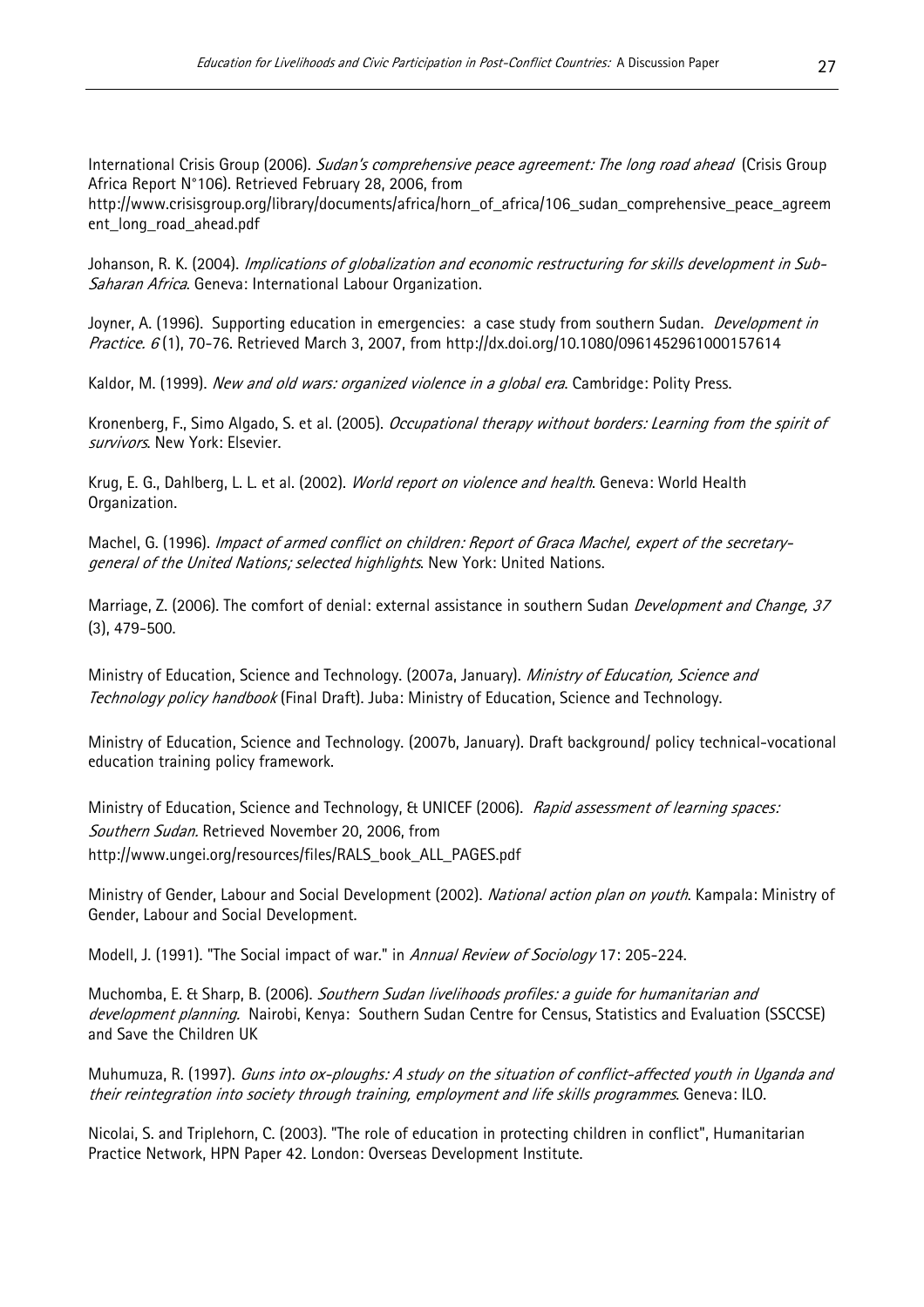International Crisis Group (2006). *Sudan's comprehensive peace agreement: The long road ahead* (Crisis Group Africa Report N°106). Retrieved February 28, 2006, from http://www.crisisgroup.org/library/documents/africa/horn_of_africa/106_sudan_comprehensive_peace_agreement_long_road_ahead.pdf

Johanson, R. K. (2004). *Implications of globalization and economic restructuring for skills development in Sub-Saharan Africa*. Geneva: International Labour Organization.

Joyner, A. (1996). Supporting education in emergencies: a case study from southern Sudan. *Development in Practice. 6* (1), 70-76. Retrieved March 3, 2007, from http://dx.doi.org/10.1080/0961452961000157614

Kaldor, M. (1999). *New and old wars: organized violence in a global era*. Cambridge: Polity Press.

Kronenberg, F., Simo Algado, S. et al. (2005). *Occupational therapy without borders: Learning from the spirit of survivors*. New York: Elsevier.

Krug, E. G., Dahlberg, L. L. et al. (2002). *World report on violence and health*. Geneva: World Health Organization.

Machel, G. (1996). *Impact of armed conflict on children: Report of Graca Machel, expert of the secretary-general of the United Nations; selected highlights*. New York: United Nations.

Marriage, Z. (2006). The comfort of denial: external assistance in southern Sudan *Development and Change, 37* (3), 479-500.

Ministry of Education, Science and Technology. (2007a, January). *Ministry of Education, Science and Technology policy handbook* (Final Draft). Juba: Ministry of Education, Science and Technology.

Ministry of Education, Science and Technology. (2007b, January). Draft background/ policy technical-vocational education training policy framework.

Ministry of Education, Science and Technology, & UNICEF (2006). *Rapid assessment of learning spaces: Southern Sudan.* Retrieved November 20, 2006, from http://www.ungei.org/resources/files/RALS_book_ALL_PAGES.pdf

Ministry of Gender, Labour and Social Development (2002). *National action plan on youth*. Kampala: Ministry of Gender, Labour and Social Development.

Modell, J. (1991). "The Social impact of war." in *Annual Review of Sociology* 17: 205-224.

Muchomba, E. & Sharp, B. (2006). *Southern Sudan livelihoods profiles: a guide for humanitarian and development planning.* Nairobi, Kenya: Southern Sudan Centre for Census, Statistics and Evaluation (SSCCSE) and Save the Children UK

Muhumuza, R. (1997). *Guns into ox-ploughs: A study on the situation of conflict-affected youth in Uganda and their reintegration into society through training, employment and life skills programmes*. Geneva: ILO.

Nicolai, S. and Triplehorn, C. (2003). "The role of education in protecting children in conflict", Humanitarian Practice Network, HPN Paper 42. London: Overseas Development Institute.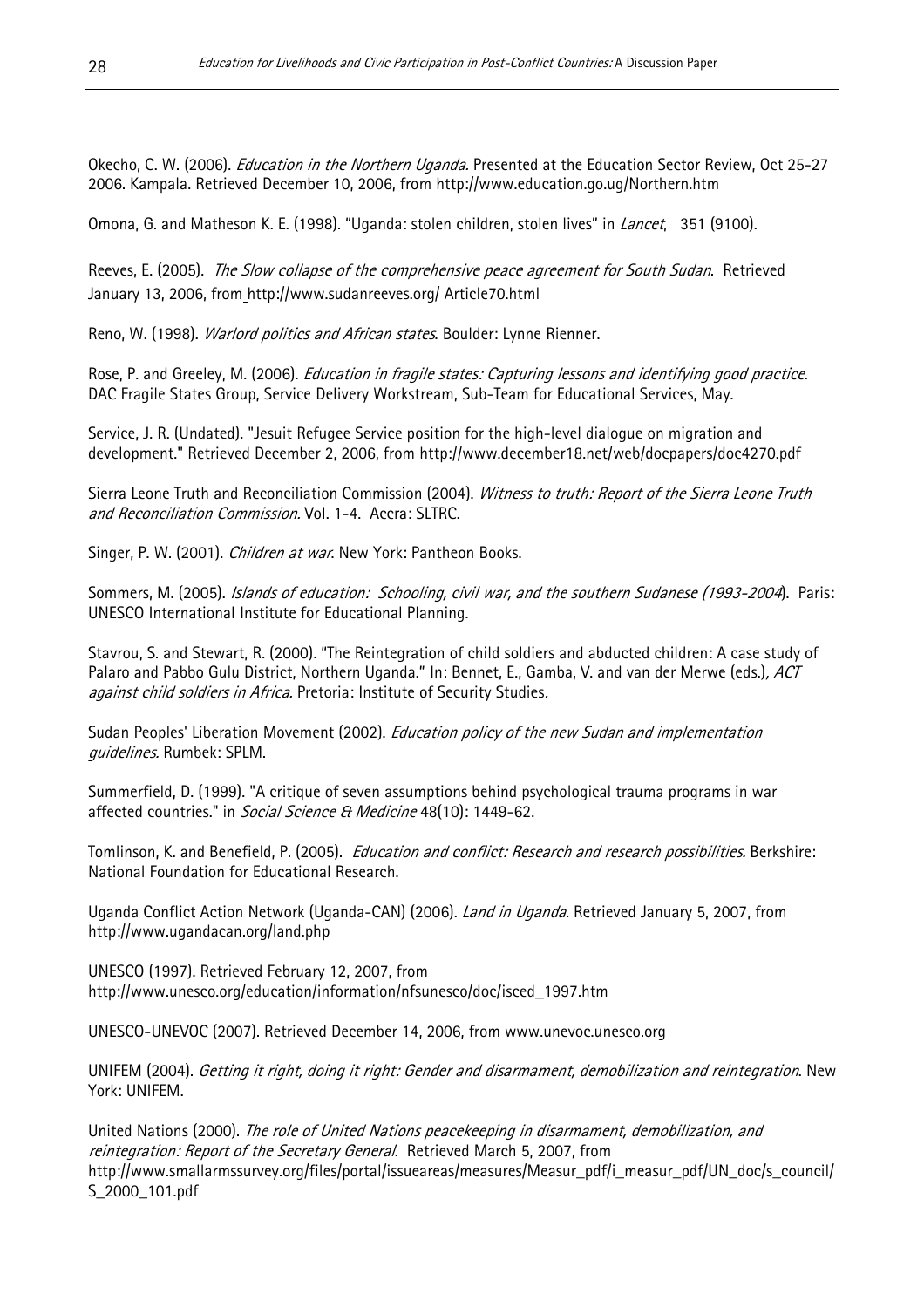Okecho, C. W. (2006). *Education in the Northern Uganda.* Presented at the Education Sector Review, Oct 25-27 2006. Kampala. Retrieved December 10, 2006, from http://www.education.go.ug/Northern.htm

Omona, G. and Matheson K. E. (1998). "Uganda: stolen children, stolen lives" in *Lancet*, 351 (9100).

Reeves, E. (2005). *The Slow collapse of the comprehensive peace agreement for South Sudan*. Retrieved January 13, 2006, from http://www.sudanreeves.org/ Article70.html

Reno, W. (1998). *Warlord politics and African states*. Boulder: Lynne Rienner.

Rose, P. and Greeley, M. (2006). *Education in fragile states: Capturing lessons and identifying good practice*. DAC Fragile States Group, Service Delivery Workstream, Sub-Team for Educational Services, May.

Service, J. R. (Undated). "Jesuit Refugee Service position for the high-level dialogue on migration and development." Retrieved December 2, 2006, from http://www.december18.net/web/docpapers/doc4270.pdf

Sierra Leone Truth and Reconciliation Commission (2004). *Witness to truth: Report of the Sierra Leone Truth and Reconciliation Commission*. Vol. 1-4. Accra: SLTRC.

Singer, P. W. (2001). *Children at war*. New York: Pantheon Books.

Sommers, M. (2005). *Islands of education: Schooling, civil war, and the southern Sudanese (1993-2004*). Paris: UNESCO International Institute for Educational Planning.

Stavrou, S. and Stewart, R. (2000). "The Reintegration of child soldiers and abducted children: A case study of Palaro and Pabbo Gulu District, Northern Uganda." In: Bennet, E., Gamba, V. and van der Merwe (eds.), *ACT against child soldiers in Africa*. Pretoria: Institute of Security Studies.

Sudan Peoples' Liberation Movement (2002). *Education policy of the new Sudan and implementation guidelines*. Rumbek: SPLM.

Summerfield, D. (1999). "A critique of seven assumptions behind psychological trauma programs in war affected countries." in *Social Science & Medicine* 48(10): 1449-62.

Tomlinson, K. and Benefield, P. (2005). *Education and conflict: Research and research possibilities*. Berkshire: National Foundation for Educational Research.

Uganda Conflict Action Network (Uganda-CAN) (2006). *Land in Uganda*. Retrieved January 5, 2007, from http://www.ugandacan.org/land.php

UNESCO (1997). Retrieved February 12, 2007, from http://www.unesco.org/education/information/nfsunesco/doc/isced_1997.htm

UNESCO-UNEVOC (2007). Retrieved December 14, 2006, from www.unevoc.unesco.org

UNIFEM (2004). *Getting it right, doing it right: Gender and disarmament, demobilization and reintegration*. New York: UNIFEM.

United Nations (2000). *The role of United Nations peacekeeping in disarmament, demobilization, and reintegration: Report of the Secretary General*. Retrieved March 5, 2007, from http://www.smallarmssurvey.org/files/portal/issueareas/measures/Measur_pdf/i_measur_pdf/UN_doc/s_council/S_2000_101.pdf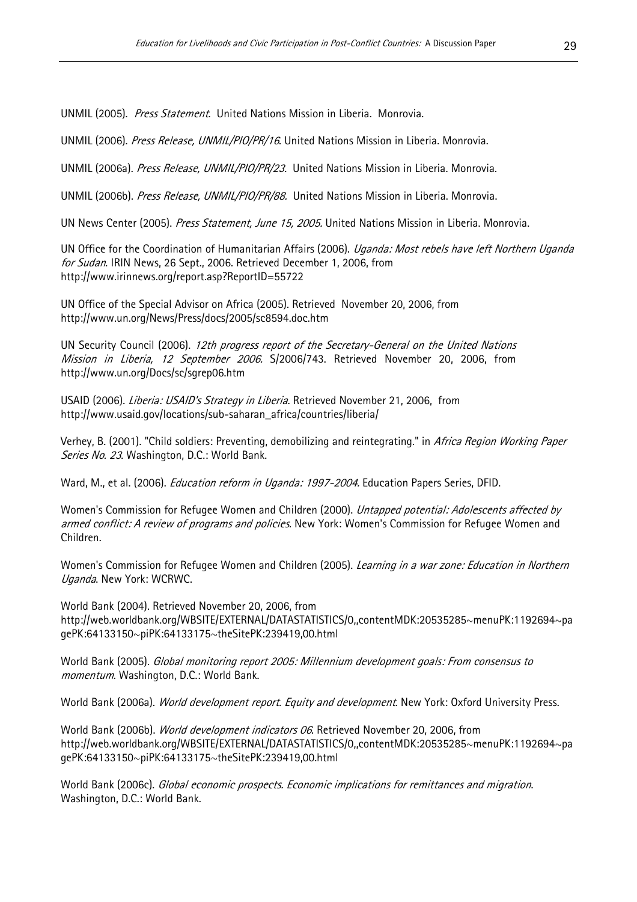UNMIL (2005). *Press Statement*. United Nations Mission in Liberia. Monrovia.

UNMIL (2006). *Press Release, UNMIL/PIO/PR/16*. United Nations Mission in Liberia. Monrovia.

UNMIL (2006a). *Press Release, UNMIL/PIO/PR/23*. United Nations Mission in Liberia. Monrovia.

UNMIL (2006b). *Press Release, UNMIL/PIO/PR/88*. United Nations Mission in Liberia. Monrovia.

UN News Center (2005). *Press Statement, June 15, 2005*. United Nations Mission in Liberia. Monrovia.

UN Office for the Coordination of Humanitarian Affairs (2006). *Uganda: Most rebels have left Northern Uganda for Sudan*. IRIN News, 26 Sept., 2006. Retrieved December 1, 2006, from http://www.irinnews.org/report.asp?ReportID=55722

UN Office of the Special Advisor on Africa (2005). Retrieved November 20, 2006, from http://www.un.org/News/Press/docs/2005/sc8594.doc.htm

UN Security Council (2006). *12th progress report of the Secretary-General on the United Nations Mission in Liberia, 12 September 2006*. S/2006/743. Retrieved November 20, 2006, from http://www.un.org/Docs/sc/sgrep06.htm

USAID (2006). *Liberia: USAID's Strategy in Liberia*. Retrieved November 21, 2006, from http://www.usaid.gov/locations/sub-saharan_africa/countries/liberia/

Verhey, B. (2001). "Child soldiers: Preventing, demobilizing and reintegrating." in *Africa Region Working Paper Series No. 23*. Washington, D.C.: World Bank.

Ward, M., et al. (2006). *Education reform in Uganda: 1997-2004*. Education Papers Series, DFID.

Women's Commission for Refugee Women and Children (2000). *Untapped potential: Adolescents affected by armed conflict: A review of programs and policies*. New York: Women's Commission for Refugee Women and Children.

Women's Commission for Refugee Women and Children (2005). *Learning in a war zone: Education in Northern Uganda*. New York: WCRWC.

World Bank (2004). Retrieved November 20, 2006, from http://web.worldbank.org/WBSITE/EXTERNAL/DATASTATISTICS/0,,contentMDK:20535285~menuPK:1192694~pagePK:64133150~piPK:64133175~theSitePK:239419,00.html

World Bank (2005). *Global monitoring report 2005: Millennium development goals: From consensus to momentum*. Washington, D.C.: World Bank.

World Bank (2006a). *World development report. Equity and development*. New York: Oxford University Press.

World Bank (2006b). *World development indicators 06*. Retrieved November 20, 2006, from http://web.worldbank.org/WBSITE/EXTERNAL/DATASTATISTICS/0,,contentMDK:20535285~menuPK:1192694~pagePK:64133150~piPK:64133175~theSitePK:239419,00.html

World Bank (2006c). *Global economic prospects. Economic implications for remittances and migration*. Washington, D.C.: World Bank.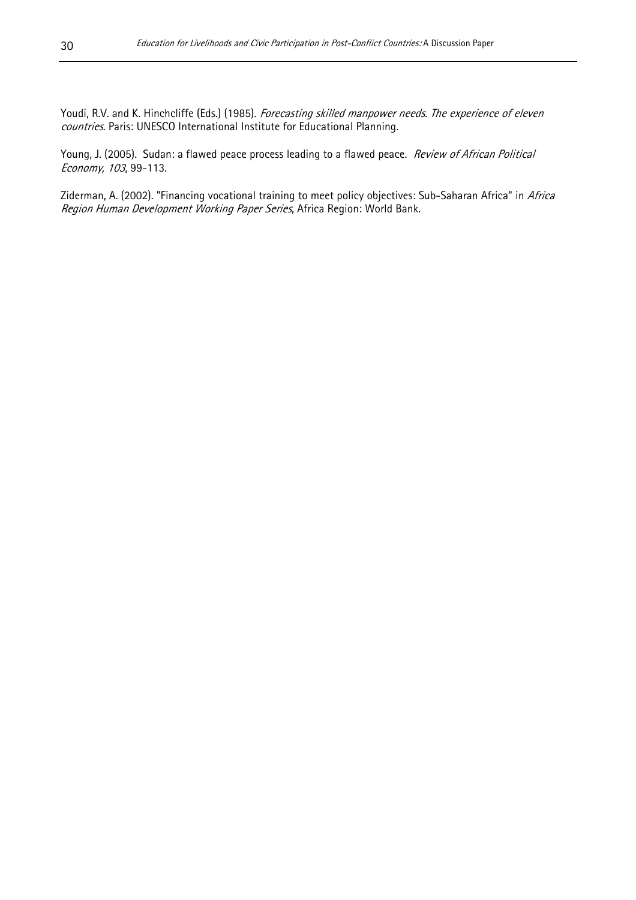Youdi, R.V. and K. Hinchcliffe (Eds.) (1985). *Forecasting skilled manpower needs. The experience of eleven countries*. Paris: UNESCO International Institute for Educational Planning.

Young, J. (2005). Sudan: a flawed peace process leading to a flawed peace. *Review of African Political Economy, 103*, 99-113.

Ziderman, A. (2002). "Financing vocational training to meet policy objectives: Sub-Saharan Africa" in *Africa Region Human Development Working Paper Series*, Africa Region: World Bank.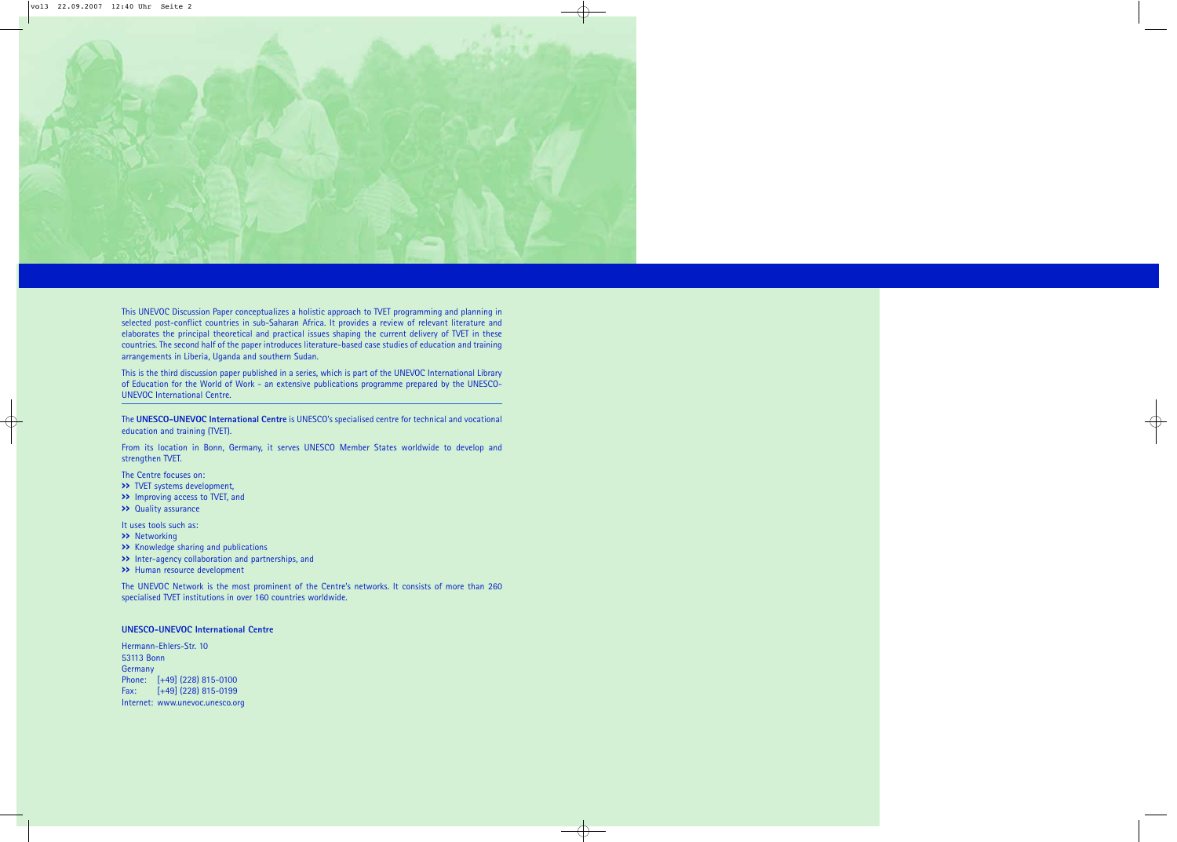This UNEVOC Discussion Paper conceptualizes a holistic approach to TVET programming and planning in selected post-conflict countries in sub-Saharan Africa. It provides a review of relevant literature and elaborates the principal theoretical and practical issues shaping the current delivery of TVET in these countries. The second half of the paper introduces literature-based case studies of education and training arrangements in Liberia, Uganda and southern Sudan.

This is the third discussion paper published in a series, which is part of the UNEVOC International Library of Education for the World of Work - an extensive publications programme prepared by the UNESCO-UNEVOC International Centre.

---

The **UNESCO-UNEVOC International Centre** is UNESCO's specialised centre for technical and vocational education and training (TVET).

From its location in Bonn, Germany, it serves UNESCO Member States worldwide to develop and strengthen TVET.

The Centre focuses on:

- TVET systems development,
- Improving access to TVET, and
- Quality assurance

It uses tools such as:

- Networking
- Knowledge sharing and publications
- Inter-agency collaboration and partnerships, and
- Human resource development

The UNEVOC Network is the most prominent of the Centre's networks. It consists of more than 260 specialised TVET institutions in over 160 countries worldwide.

**UNESCO-UNEVOC International Centre**

Hermann-Ehlers-Str. 10
53113 Bonn
Germany
Phone: [+49] (228) 815-0100
Fax: [+49] (228) 815-0199
Internet: www.unevoc.unesco.org